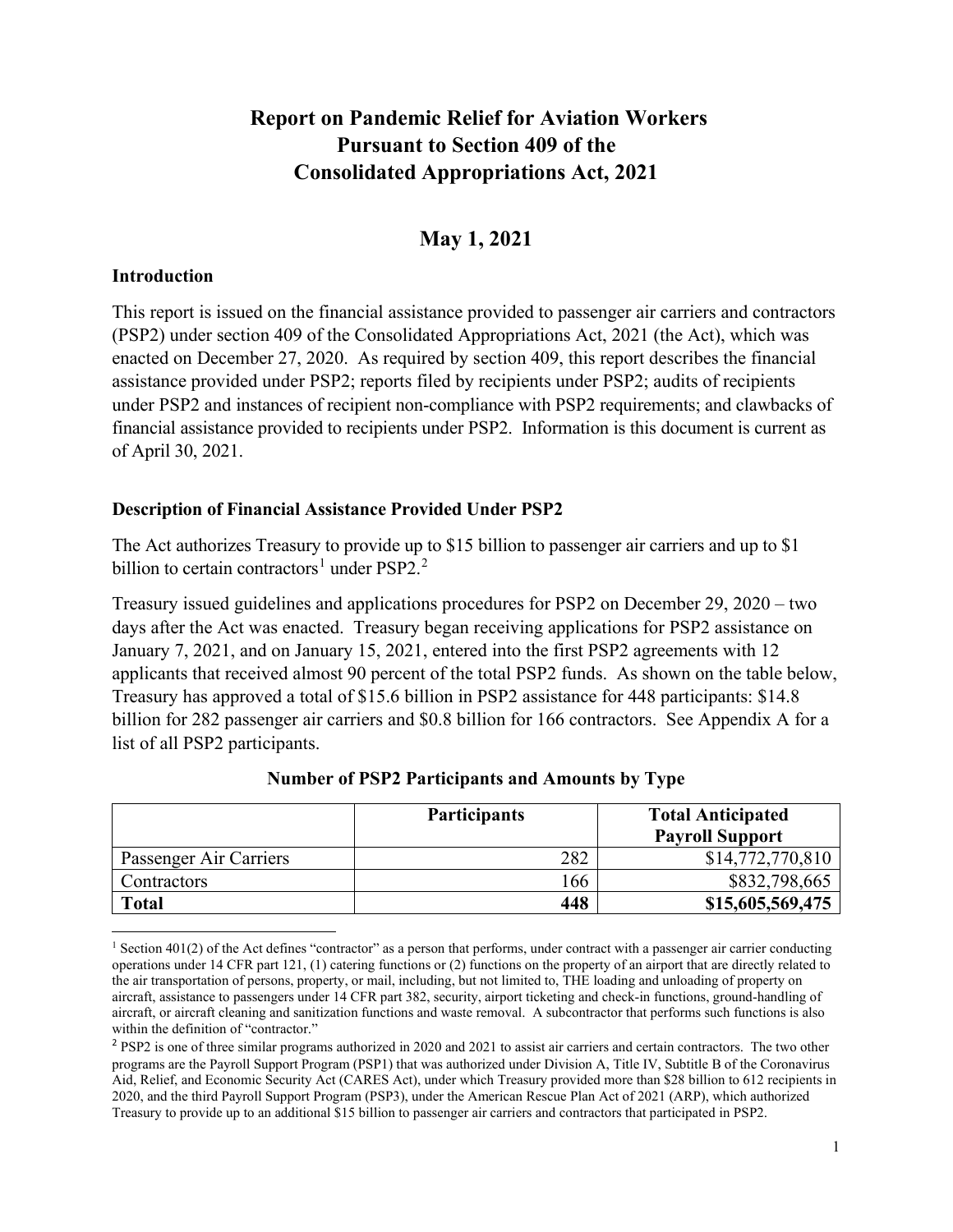# Report on Pandemic Relief for Aviation Workers Pursuant to Section 409 of the Consolidated Appropriations Act, 2021

## May 1, 2021

### Introduction

This report is issued on the financial assistance provided to passenger air carriers and contractors (PSP2) under section 409 of the Consolidated Appropriations Act, 2021 (the Act), which was enacted on December 27, 2020. As required by section 409, this report describes the financial assistance provided under PSP2; reports filed by recipients under PSP2; audits of recipients under PSP2 and instances of recipient non-compliance with PSP2 requirements; and clawbacks of financial assistance provided to recipients under PSP2. Information is this document is current as of April 30, 2021.

### Description of Financial Assistance Provided Under PSP2

The Act authorizes Treasury to provide up to $15 billion to passenger air carriers and up to $1 billion to certain contractors[1] under PSP2.[2]

Treasury issued guidelines and applications procedures for PSP2 on December 29, 2020 – two days after the Act was enacted. Treasury began receiving applications for PSP2 assistance on January 7, 2021, and on January 15, 2021, entered into the first PSP2 agreements with 12 applicants that received almost 90 percent of the total PSP2 funds. As shown on the table below, Treasury has approved a total of $15.6 billion in PSP2 assistance for 448 participants: $14.8 billion for 282 passenger air carriers and $0.8 billion for 166 contractors. See Appendix A for a list of all PSP2 participants.

**Number of PSP2 Participants and Amounts by Type**

| | Participants | Total Anticipated Payroll Support |
|---|---:|---:|
| Passenger Air Carriers | 282 | $14,772,770,810 |
| Contractors | 166 | $832,798,665 |
| **Total** | **448** | **$15,605,569,475** |

[1] Section 401(2) of the Act defines "contractor" as a person that performs, under contract with a passenger air carrier conducting operations under 14 CFR part 121, (1) catering functions or (2) functions on the property of an airport that are directly related to the air transportation of persons, property, or mail, including, but not limited to, THE loading and unloading of property on aircraft, assistance to passengers under 14 CFR part 382, security, airport ticketing and check-in functions, ground-handling of aircraft, or aircraft cleaning and sanitization functions and waste removal. A subcontractor that performs such functions is also within the definition of "contractor."

[2] PSP2 is one of three similar programs authorized in 2020 and 2021 to assist air carriers and certain contractors. The two other programs are the Payroll Support Program (PSP1) that was authorized under Division A, Title IV, Subtitle B of the Coronavirus Aid, Relief, and Economic Security Act (CARES Act), under which Treasury provided more than $28 billion to 612 recipients in 2020, and the third Payroll Support Program (PSP3), under the American Rescue Plan Act of 2021 (ARP), which authorized Treasury to provide up to an additional $15 billion to passenger air carriers and contractors that participated in PSP2.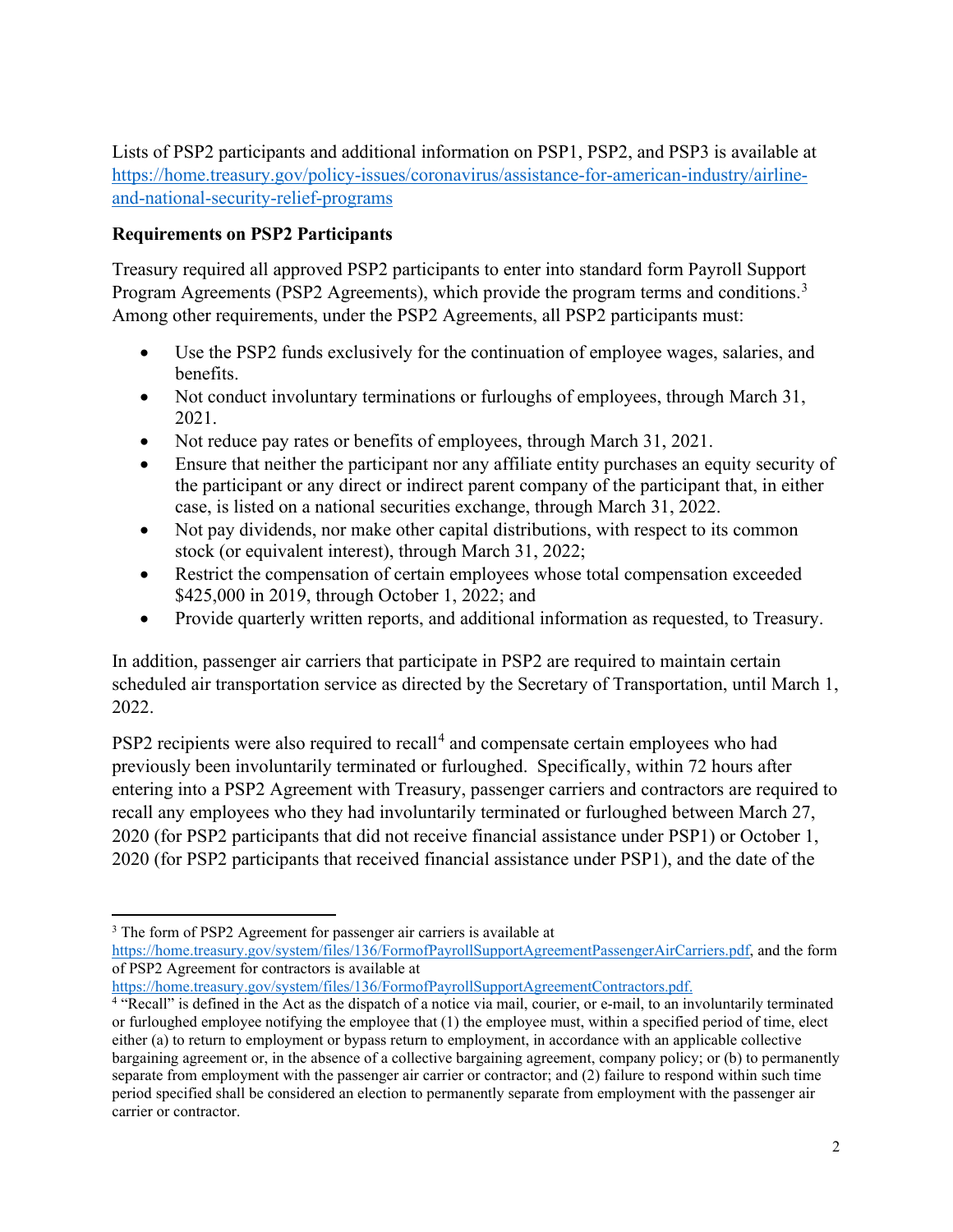Lists of PSP2 participants and additional information on PSP1, PSP2, and PSP3 is available at https://home.treasury.gov/policy-issues/coronavirus/assistance-for-american-industry/airline-and-national-security-relief-programs

**Requirements on PSP2 Participants**

Treasury required all approved PSP2 participants to enter into standard form Payroll Support Program Agreements (PSP2 Agreements), which provide the program terms and conditions.[3] Among other requirements, under the PSP2 Agreements, all PSP2 participants must:

- Use the PSP2 funds exclusively for the continuation of employee wages, salaries, and benefits.
- Not conduct involuntary terminations or furloughs of employees, through March 31, 2021.
- Not reduce pay rates or benefits of employees, through March 31, 2021.
- Ensure that neither the participant nor any affiliate entity purchases an equity security of the participant or any direct or indirect parent company of the participant that, in either case, is listed on a national securities exchange, through March 31, 2022.
- Not pay dividends, nor make other capital distributions, with respect to its common stock (or equivalent interest), through March 31, 2022;
- Restrict the compensation of certain employees whose total compensation exceeded $425,000 in 2019, through October 1, 2022; and
- Provide quarterly written reports, and additional information as requested, to Treasury.

In addition, passenger air carriers that participate in PSP2 are required to maintain certain scheduled air transportation service as directed by the Secretary of Transportation, until March 1, 2022.

PSP2 recipients were also required to recall[4] and compensate certain employees who had previously been involuntarily terminated or furloughed. Specifically, within 72 hours after entering into a PSP2 Agreement with Treasury, passenger carriers and contractors are required to recall any employees who they had involuntarily terminated or furloughed between March 27, 2020 (for PSP2 participants that did not receive financial assistance under PSP1) or October 1, 2020 (for PSP2 participants that received financial assistance under PSP1), and the date of the

---

[3] The form of PSP2 Agreement for passenger air carriers is available at https://home.treasury.gov/system/files/136/FormofPayrollSupportAgreementPassengerAirCarriers.pdf, and the form of PSP2 Agreement for contractors is available at https://home.treasury.gov/system/files/136/FormofPayrollSupportAgreementContractors.pdf.

[4] "Recall" is defined in the Act as the dispatch of a notice via mail, courier, or e-mail, to an involuntarily terminated or furloughed employee notifying the employee that (1) the employee must, within a specified period of time, elect either (a) to return to employment or bypass return to employment, in accordance with an applicable collective bargaining agreement or, in the absence of a collective bargaining agreement, company policy; or (b) to permanently separate from employment with the passenger air carrier or contractor; and (2) failure to respond within such time period specified shall be considered an election to permanently separate from employment with the passenger air carrier or contractor.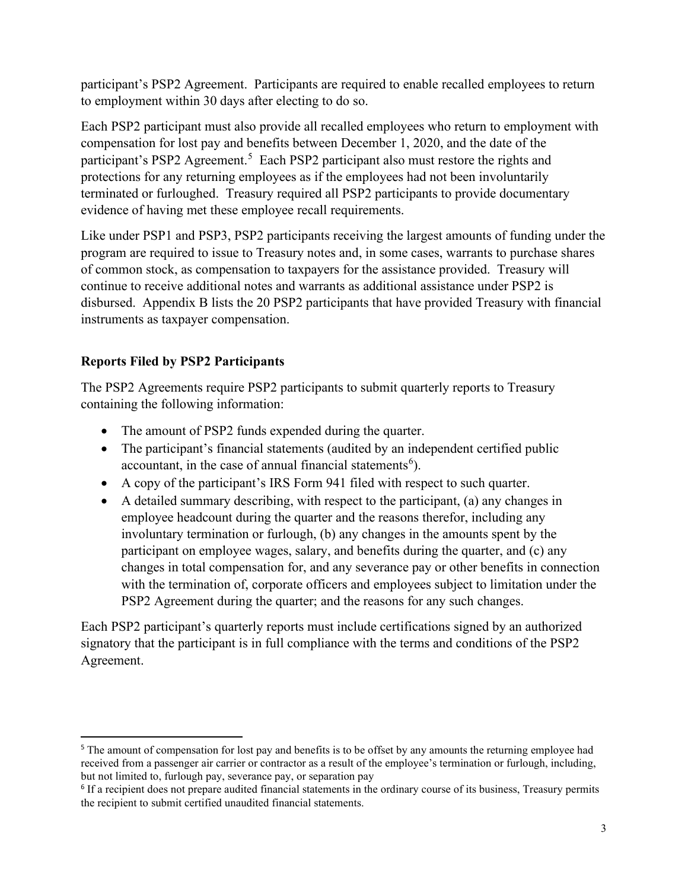participant's PSP2 Agreement. Participants are required to enable recalled employees to return to employment within 30 days after electing to do so.

Each PSP2 participant must also provide all recalled employees who return to employment with compensation for lost pay and benefits between December 1, 2020, and the date of the participant's PSP2 Agreement.[5] Each PSP2 participant also must restore the rights and protections for any returning employees as if the employees had not been involuntarily terminated or furloughed. Treasury required all PSP2 participants to provide documentary evidence of having met these employee recall requirements.

Like under PSP1 and PSP3, PSP2 participants receiving the largest amounts of funding under the program are required to issue to Treasury notes and, in some cases, warrants to purchase shares of common stock, as compensation to taxpayers for the assistance provided. Treasury will continue to receive additional notes and warrants as additional assistance under PSP2 is disbursed. Appendix B lists the 20 PSP2 participants that have provided Treasury with financial instruments as taxpayer compensation.

**Reports Filed by PSP2 Participants**

The PSP2 Agreements require PSP2 participants to submit quarterly reports to Treasury containing the following information:

- The amount of PSP2 funds expended during the quarter.
- The participant's financial statements (audited by an independent certified public accountant, in the case of annual financial statements[6]).
- A copy of the participant's IRS Form 941 filed with respect to such quarter.
- A detailed summary describing, with respect to the participant, (a) any changes in employee headcount during the quarter and the reasons therefor, including any involuntary termination or furlough, (b) any changes in the amounts spent by the participant on employee wages, salary, and benefits during the quarter, and (c) any changes in total compensation for, and any severance pay or other benefits in connection with the termination of, corporate officers and employees subject to limitation under the PSP2 Agreement during the quarter; and the reasons for any such changes.

Each PSP2 participant's quarterly reports must include certifications signed by an authorized signatory that the participant is in full compliance with the terms and conditions of the PSP2 Agreement.

---

[5] The amount of compensation for lost pay and benefits is to be offset by any amounts the returning employee had received from a passenger air carrier or contractor as a result of the employee's termination or furlough, including, but not limited to, furlough pay, severance pay, or separation pay

[6] If a recipient does not prepare audited financial statements in the ordinary course of its business, Treasury permits the recipient to submit certified unaudited financial statements.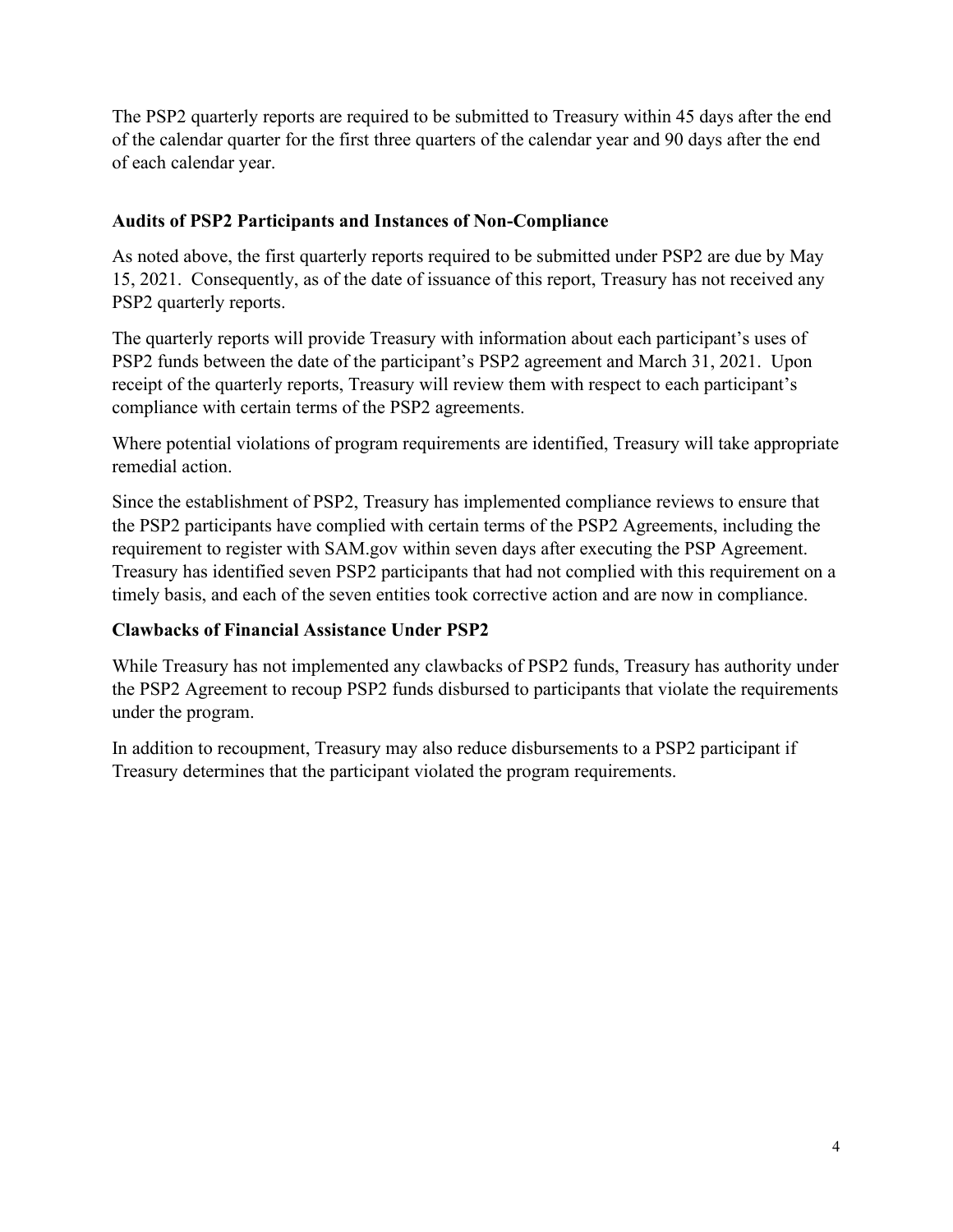The PSP2 quarterly reports are required to be submitted to Treasury within 45 days after the end of the calendar quarter for the first three quarters of the calendar year and 90 days after the end of each calendar year.

### Audits of PSP2 Participants and Instances of Non-Compliance

As noted above, the first quarterly reports required to be submitted under PSP2 are due by May 15, 2021. Consequently, as of the date of issuance of this report, Treasury has not received any PSP2 quarterly reports.

The quarterly reports will provide Treasury with information about each participant's uses of PSP2 funds between the date of the participant's PSP2 agreement and March 31, 2021. Upon receipt of the quarterly reports, Treasury will review them with respect to each participant's compliance with certain terms of the PSP2 agreements.

Where potential violations of program requirements are identified, Treasury will take appropriate remedial action.

Since the establishment of PSP2, Treasury has implemented compliance reviews to ensure that the PSP2 participants have complied with certain terms of the PSP2 Agreements, including the requirement to register with SAM.gov within seven days after executing the PSP Agreement. Treasury has identified seven PSP2 participants that had not complied with this requirement on a timely basis, and each of the seven entities took corrective action and are now in compliance.

### Clawbacks of Financial Assistance Under PSP2

While Treasury has not implemented any clawbacks of PSP2 funds, Treasury has authority under the PSP2 Agreement to recoup PSP2 funds disbursed to participants that violate the requirements under the program.

In addition to recoupment, Treasury may also reduce disbursements to a PSP2 participant if Treasury determines that the participant violated the program requirements.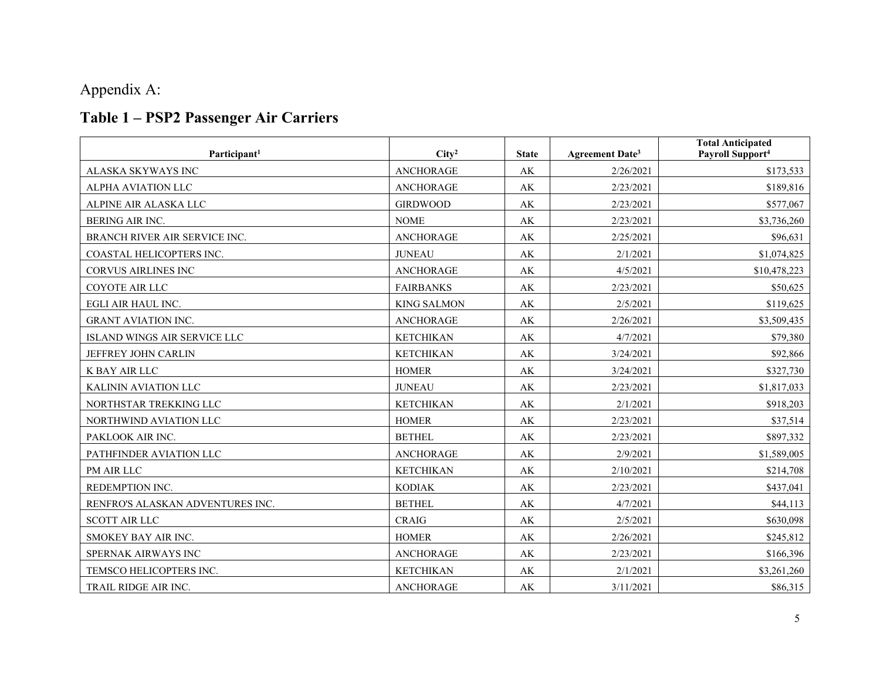Appendix A:

## Table 1 – PSP2 Passenger Air Carriers

| Participant[1] | City[2] | State | Agreement Date[3] | Total Anticipated Payroll Support[4] |
|---|---|---|---|---|
| ALASKA SKYWAYS INC | ANCHORAGE | AK | 2/26/2021 | $173,533 |
| ALPHA AVIATION LLC | ANCHORAGE | AK | 2/23/2021 | $189,816 |
| ALPINE AIR ALASKA LLC | GIRDWOOD | AK | 2/23/2021 | $577,067 |
| BERING AIR INC. | NOME | AK | 2/23/2021 | $3,736,260 |
| BRANCH RIVER AIR SERVICE INC. | ANCHORAGE | AK | 2/25/2021 | $96,631 |
| COASTAL HELICOPTERS INC. | JUNEAU | AK | 2/1/2021 | $1,074,825 |
| CORVUS AIRLINES INC | ANCHORAGE | AK | 4/5/2021 | $10,478,223 |
| COYOTE AIR LLC | FAIRBANKS | AK | 2/23/2021 | $50,625 |
| EGLI AIR HAUL INC. | KING SALMON | AK | 2/5/2021 | $119,625 |
| GRANT AVIATION INC. | ANCHORAGE | AK | 2/26/2021 | $3,509,435 |
| ISLAND WINGS AIR SERVICE LLC | KETCHIKAN | AK | 4/7/2021 | $79,380 |
| JEFFREY JOHN CARLIN | KETCHIKAN | AK | 3/24/2021 | $92,866 |
| K BAY AIR LLC | HOMER | AK | 3/24/2021 | $327,730 |
| KALININ AVIATION LLC | JUNEAU | AK | 2/23/2021 | $1,817,033 |
| NORTHSTAR TREKKING LLC | KETCHIKAN | AK | 2/1/2021 | $918,203 |
| NORTHWIND AVIATION LLC | HOMER | AK | 2/23/2021 | $37,514 |
| PAKLOOK AIR INC. | BETHEL | AK | 2/23/2021 | $897,332 |
| PATHFINDER AVIATION LLC | ANCHORAGE | AK | 2/9/2021 | $1,589,005 |
| PM AIR LLC | KETCHIKAN | AK | 2/10/2021 | $214,708 |
| REDEMPTION INC. | KODIAK | AK | 2/23/2021 | $437,041 |
| RENFRO'S ALASKAN ADVENTURES INC. | BETHEL | AK | 4/7/2021 | $44,113 |
| SCOTT AIR LLC | CRAIG | AK | 2/5/2021 | $630,098 |
| SMOKEY BAY AIR INC. | HOMER | AK | 2/26/2021 | $245,812 |
| SPERNAK AIRWAYS INC | ANCHORAGE | AK | 2/23/2021 | $166,396 |
| TEMSCO HELICOPTERS INC. | KETCHIKAN | AK | 2/1/2021 | $3,261,260 |
| TRAIL RIDGE AIR INC. | ANCHORAGE | AK | 3/11/2021 | $86,315 |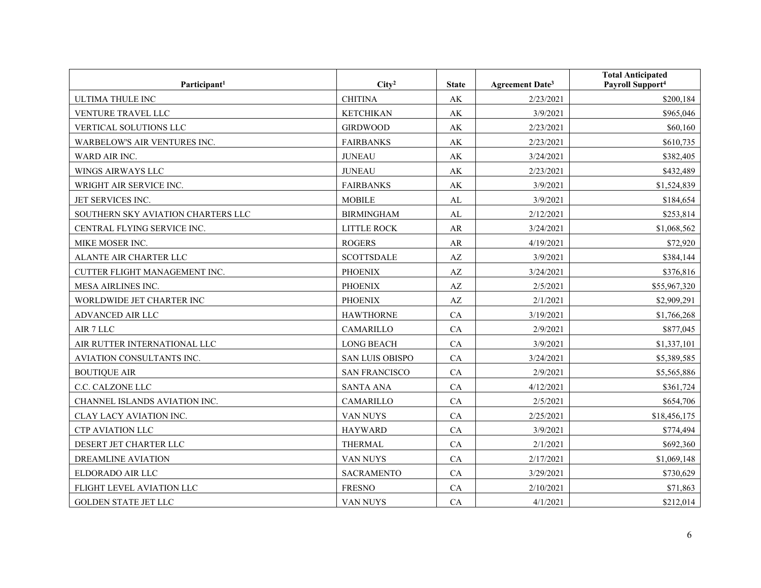| Participant[1] | City[2] | State | Agreement Date[3] | Total Anticipated Payroll Support[4] |
|---|---|---|---|---|
| ULTIMA THULE INC | CHITINA | AK | 2/23/2021 | $200,184 |
| VENTURE TRAVEL LLC | KETCHIKAN | AK | 3/9/2021 | $965,046 |
| VERTICAL SOLUTIONS LLC | GIRDWOOD | AK | 2/23/2021 | $60,160 |
| WARBELOW'S AIR VENTURES INC. | FAIRBANKS | AK | 2/23/2021 | $610,735 |
| WARD AIR INC. | JUNEAU | AK | 3/24/2021 | $382,405 |
| WINGS AIRWAYS LLC | JUNEAU | AK | 2/23/2021 | $432,489 |
| WRIGHT AIR SERVICE INC. | FAIRBANKS | AK | 3/9/2021 | $1,524,839 |
| JET SERVICES INC. | MOBILE | AL | 3/9/2021 | $184,654 |
| SOUTHERN SKY AVIATION CHARTERS LLC | BIRMINGHAM | AL | 2/12/2021 | $253,814 |
| CENTRAL FLYING SERVICE INC. | LITTLE ROCK | AR | 3/24/2021 | $1,068,562 |
| MIKE MOSER INC. | ROGERS | AR | 4/19/2021 | $72,920 |
| ALANTE AIR CHARTER LLC | SCOTTSDALE | AZ | 3/9/2021 | $384,144 |
| CUTTER FLIGHT MANAGEMENT INC. | PHOENIX | AZ | 3/24/2021 | $376,816 |
| MESA AIRLINES INC. | PHOENIX | AZ | 2/5/2021 | $55,967,320 |
| WORLDWIDE JET CHARTER INC | PHOENIX | AZ | 2/1/2021 | $2,909,291 |
| ADVANCED AIR LLC | HAWTHORNE | CA | 3/19/2021 | $1,766,268 |
| AIR 7 LLC | CAMARILLO | CA | 2/9/2021 | $877,045 |
| AIR RUTTER INTERNATIONAL LLC | LONG BEACH | CA | 3/9/2021 | $1,337,101 |
| AVIATION CONSULTANTS INC. | SAN LUIS OBISPO | CA | 3/24/2021 | $5,389,585 |
| BOUTIQUE AIR | SAN FRANCISCO | CA | 2/9/2021 | $5,565,886 |
| C.C. CALZONE LLC | SANTA ANA | CA | 4/12/2021 | $361,724 |
| CHANNEL ISLANDS AVIATION INC. | CAMARILLO | CA | 2/5/2021 | $654,706 |
| CLAY LACY AVIATION INC. | VAN NUYS | CA | 2/25/2021 | $18,456,175 |
| CTP AVIATION LLC | HAYWARD | CA | 3/9/2021 | $774,494 |
| DESERT JET CHARTER LLC | THERMAL | CA | 2/1/2021 | $692,360 |
| DREAMLINE AVIATION | VAN NUYS | CA | 2/17/2021 | $1,069,148 |
| ELDORADO AIR LLC | SACRAMENTO | CA | 3/29/2021 | $730,629 |
| FLIGHT LEVEL AVIATION LLC | FRESNO | CA | 2/10/2021 | $71,863 |
| GOLDEN STATE JET LLC | VAN NUYS | CA | 4/1/2021 | $212,014 |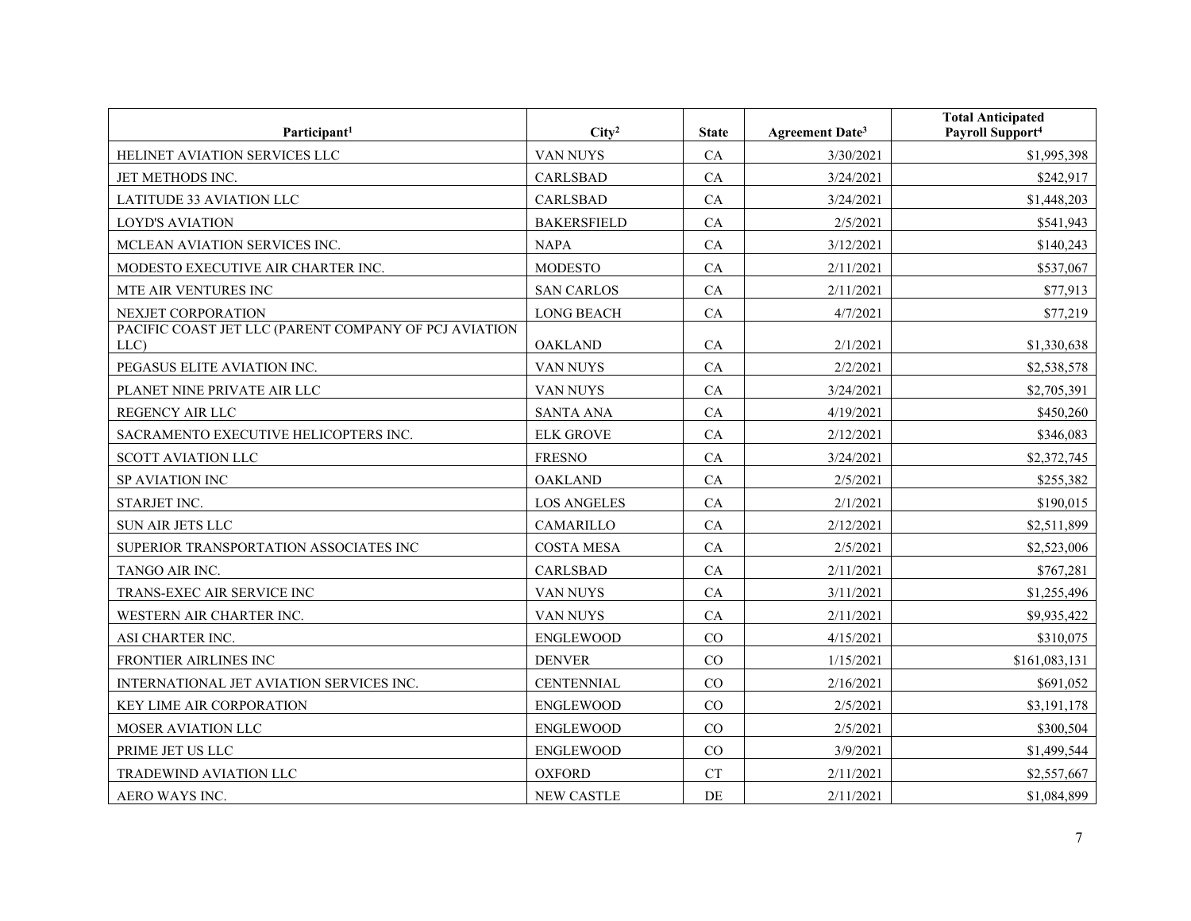| Participant[1] | City[2] | State | Agreement Date[3] | Total Anticipated Payroll Support[4] |
|---|---|---|---|---|
| HELINET AVIATION SERVICES LLC | VAN NUYS | CA | 3/30/2021 | $1,995,398 |
| JET METHODS INC. | CARLSBAD | CA | 3/24/2021 | $242,917 |
| LATITUDE 33 AVIATION LLC | CARLSBAD | CA | 3/24/2021 | $1,448,203 |
| LOYD'S AVIATION | BAKERSFIELD | CA | 2/5/2021 | $541,943 |
| MCLEAN AVIATION SERVICES INC. | NAPA | CA | 3/12/2021 | $140,243 |
| MODESTO EXECUTIVE AIR CHARTER INC. | MODESTO | CA | 2/11/2021 | $537,067 |
| MTE AIR VENTURES INC | SAN CARLOS | CA | 2/11/2021 | $77,913 |
| NEXJET CORPORATION | LONG BEACH | CA | 4/7/2021 | $77,219 |
| PACIFIC COAST JET LLC (PARENT COMPANY OF PCJ AVIATION LLC) | OAKLAND | CA | 2/1/2021 | $1,330,638 |
| PEGASUS ELITE AVIATION INC. | VAN NUYS | CA | 2/2/2021 | $2,538,578 |
| PLANET NINE PRIVATE AIR LLC | VAN NUYS | CA | 3/24/2021 | $2,705,391 |
| REGENCY AIR LLC | SANTA ANA | CA | 4/19/2021 | $450,260 |
| SACRAMENTO EXECUTIVE HELICOPTERS INC. | ELK GROVE | CA | 2/12/2021 | $346,083 |
| SCOTT AVIATION LLC | FRESNO | CA | 3/24/2021 | $2,372,745 |
| SP AVIATION INC | OAKLAND | CA | 2/5/2021 | $255,382 |
| STARJET INC. | LOS ANGELES | CA | 2/1/2021 | $190,015 |
| SUN AIR JETS LLC | CAMARILLO | CA | 2/12/2021 | $2,511,899 |
| SUPERIOR TRANSPORTATION ASSOCIATES INC | COSTA MESA | CA | 2/5/2021 | $2,523,006 |
| TANGO AIR INC. | CARLSBAD | CA | 2/11/2021 | $767,281 |
| TRANS-EXEC AIR SERVICE INC | VAN NUYS | CA | 3/11/2021 | $1,255,496 |
| WESTERN AIR CHARTER INC. | VAN NUYS | CA | 2/11/2021 | $9,935,422 |
| ASI CHARTER INC. | ENGLEWOOD | CO | 4/15/2021 | $310,075 |
| FRONTIER AIRLINES INC | DENVER | CO | 1/15/2021 | $161,083,131 |
| INTERNATIONAL JET AVIATION SERVICES INC. | CENTENNIAL | CO | 2/16/2021 | $691,052 |
| KEY LIME AIR CORPORATION | ENGLEWOOD | CO | 2/5/2021 | $3,191,178 |
| MOSER AVIATION LLC | ENGLEWOOD | CO | 2/5/2021 | $300,504 |
| PRIME JET US LLC | ENGLEWOOD | CO | 3/9/2021 | $1,499,544 |
| TRADEWIND AVIATION LLC | OXFORD | CT | 2/11/2021 | $2,557,667 |
| AERO WAYS INC. | NEW CASTLE | DE | 2/11/2021 | $1,084,899 |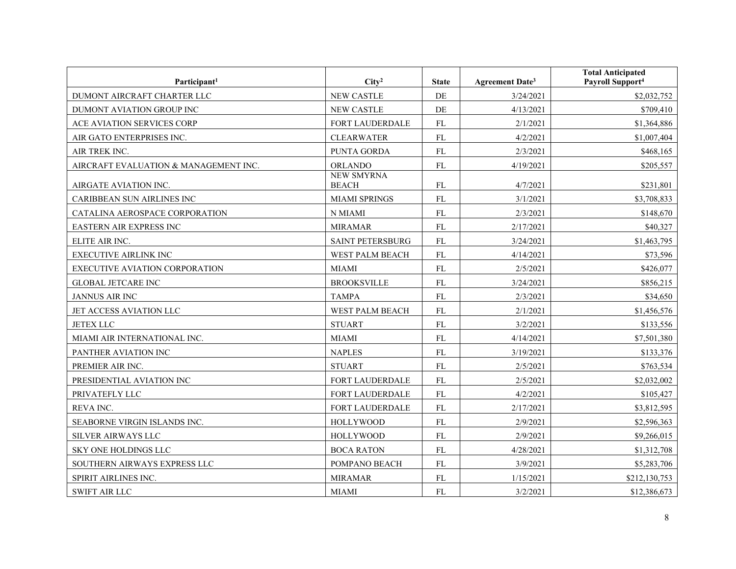| Participant[1] | City[2] | State | Agreement Date[3] | Total Anticipated Payroll Support[4] |
|---|---|---|---|---|
| DUMONT AIRCRAFT CHARTER LLC | NEW CASTLE | DE | 3/24/2021 | $2,032,752 |
| DUMONT AVIATION GROUP INC | NEW CASTLE | DE | 4/13/2021 | $709,410 |
| ACE AVIATION SERVICES CORP | FORT LAUDERDALE | FL | 2/1/2021 | $1,364,886 |
| AIR GATO ENTERPRISES INC. | CLEARWATER | FL | 4/2/2021 | $1,007,404 |
| AIR TREK INC. | PUNTA GORDA | FL | 2/3/2021 | $468,165 |
| AIRCRAFT EVALUATION & MANAGEMENT INC. | ORLANDO | FL | 4/19/2021 | $205,557 |
| AIRGATE AVIATION INC. | NEW SMYRNA BEACH | FL | 4/7/2021 | $231,801 |
| CARIBBEAN SUN AIRLINES INC | MIAMI SPRINGS | FL | 3/1/2021 | $3,708,833 |
| CATALINA AEROSPACE CORPORATION | N MIAMI | FL | 2/3/2021 | $148,670 |
| EASTERN AIR EXPRESS INC | MIRAMAR | FL | 2/17/2021 | $40,327 |
| ELITE AIR INC. | SAINT PETERSBURG | FL | 3/24/2021 | $1,463,795 |
| EXECUTIVE AIRLINK INC | WEST PALM BEACH | FL | 4/14/2021 | $73,596 |
| EXECUTIVE AVIATION CORPORATION | MIAMI | FL | 2/5/2021 | $426,077 |
| GLOBAL JETCARE INC | BROOKSVILLE | FL | 3/24/2021 | $856,215 |
| JANNUS AIR INC | TAMPA | FL | 2/3/2021 | $34,650 |
| JET ACCESS AVIATION LLC | WEST PALM BEACH | FL | 2/1/2021 | $1,456,576 |
| JETEX LLC | STUART | FL | 3/2/2021 | $133,556 |
| MIAMI AIR INTERNATIONAL INC. | MIAMI | FL | 4/14/2021 | $7,501,380 |
| PANTHER AVIATION INC | NAPLES | FL | 3/19/2021 | $133,376 |
| PREMIER AIR INC. | STUART | FL | 2/5/2021 | $763,534 |
| PRESIDENTIAL AVIATION INC | FORT LAUDERDALE | FL | 2/5/2021 | $2,032,002 |
| PRIVATEFLY LLC | FORT LAUDERDALE | FL | 4/2/2021 | $105,427 |
| REVA INC. | FORT LAUDERDALE | FL | 2/17/2021 | $3,812,595 |
| SEABORNE VIRGIN ISLANDS INC. | HOLLYWOOD | FL | 2/9/2021 | $2,596,363 |
| SILVER AIRWAYS LLC | HOLLYWOOD | FL | 2/9/2021 | $9,266,015 |
| SKY ONE HOLDINGS LLC | BOCA RATON | FL | 4/28/2021 | $1,312,708 |
| SOUTHERN AIRWAYS EXPRESS LLC | POMPANO BEACH | FL | 3/9/2021 | $5,283,706 |
| SPIRIT AIRLINES INC. | MIRAMAR | FL | 1/15/2021 | $212,130,753 |
| SWIFT AIR LLC | MIAMI | FL | 3/2/2021 | $12,386,673 |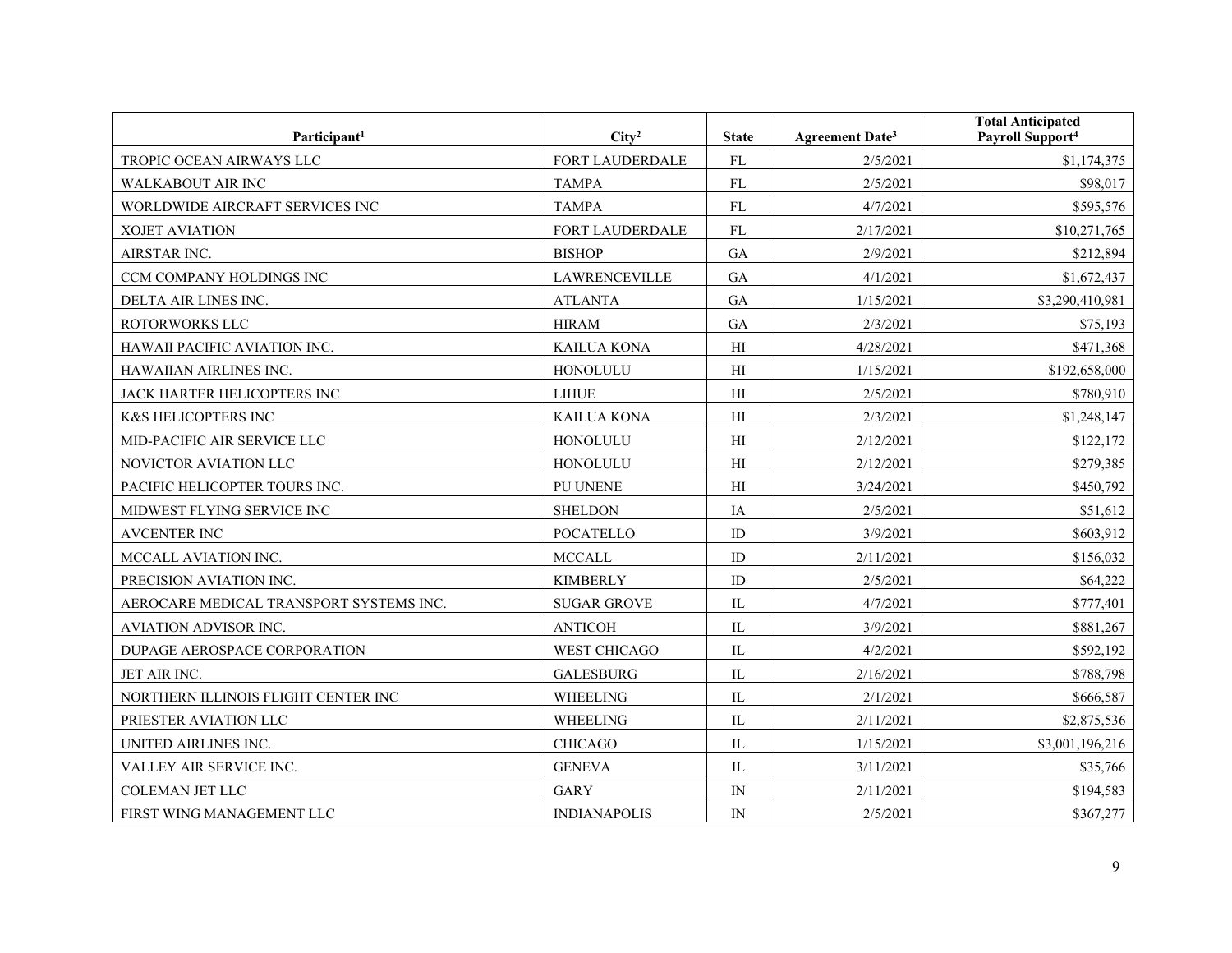| Participant[1] | City[2] | State | Agreement Date[3] | Total Anticipated Payroll Support[4] |
|---|---|---|---|---|
| TROPIC OCEAN AIRWAYS LLC | FORT LAUDERDALE | FL | 2/5/2021 | $1,174,375 |
| WALKABOUT AIR INC | TAMPA | FL | 2/5/2021 | $98,017 |
| WORLDWIDE AIRCRAFT SERVICES INC | TAMPA | FL | 4/7/2021 | $595,576 |
| XOJET AVIATION | FORT LAUDERDALE | FL | 2/17/2021 | $10,271,765 |
| AIRSTAR INC. | BISHOP | GA | 2/9/2021 | $212,894 |
| CCM COMPANY HOLDINGS INC | LAWRENCEVILLE | GA | 4/1/2021 | $1,672,437 |
| DELTA AIR LINES INC. | ATLANTA | GA | 1/15/2021 | $3,290,410,981 |
| ROTORWORKS LLC | HIRAM | GA | 2/3/2021 | $75,193 |
| HAWAII PACIFIC AVIATION INC. | KAILUA KONA | HI | 4/28/2021 | $471,368 |
| HAWAIIAN AIRLINES INC. | HONOLULU | HI | 1/15/2021 | $192,658,000 |
| JACK HARTER HELICOPTERS INC | LIHUE | HI | 2/5/2021 | $780,910 |
| K&S HELICOPTERS INC | KAILUA KONA | HI | 2/3/2021 | $1,248,147 |
| MID-PACIFIC AIR SERVICE LLC | HONOLULU | HI | 2/12/2021 | $122,172 |
| NOVICTOR AVIATION LLC | HONOLULU | HI | 2/12/2021 | $279,385 |
| PACIFIC HELICOPTER TOURS INC. | PU UNENE | HI | 3/24/2021 | $450,792 |
| MIDWEST FLYING SERVICE INC | SHELDON | IA | 2/5/2021 | $51,612 |
| AVCENTER INC | POCATELLO | ID | 3/9/2021 | $603,912 |
| MCCALL AVIATION INC. | MCCALL | ID | 2/11/2021 | $156,032 |
| PRECISION AVIATION INC. | KIMBERLY | ID | 2/5/2021 | $64,222 |
| AEROCARE MEDICAL TRANSPORT SYSTEMS INC. | SUGAR GROVE | IL | 4/7/2021 | $777,401 |
| AVIATION ADVISOR INC. | ANTICOH | IL | 3/9/2021 | $881,267 |
| DUPAGE AEROSPACE CORPORATION | WEST CHICAGO | IL | 4/2/2021 | $592,192 |
| JET AIR INC. | GALESBURG | IL | 2/16/2021 | $788,798 |
| NORTHERN ILLINOIS FLIGHT CENTER INC | WHEELING | IL | 2/1/2021 | $666,587 |
| PRIESTER AVIATION LLC | WHEELING | IL | 2/11/2021 | $2,875,536 |
| UNITED AIRLINES INC. | CHICAGO | IL | 1/15/2021 | $3,001,196,216 |
| VALLEY AIR SERVICE INC. | GENEVA | IL | 3/11/2021 | $35,766 |
| COLEMAN JET LLC | GARY | IN | 2/11/2021 | $194,583 |
| FIRST WING MANAGEMENT LLC | INDIANAPOLIS | IN | 2/5/2021 | $367,277 |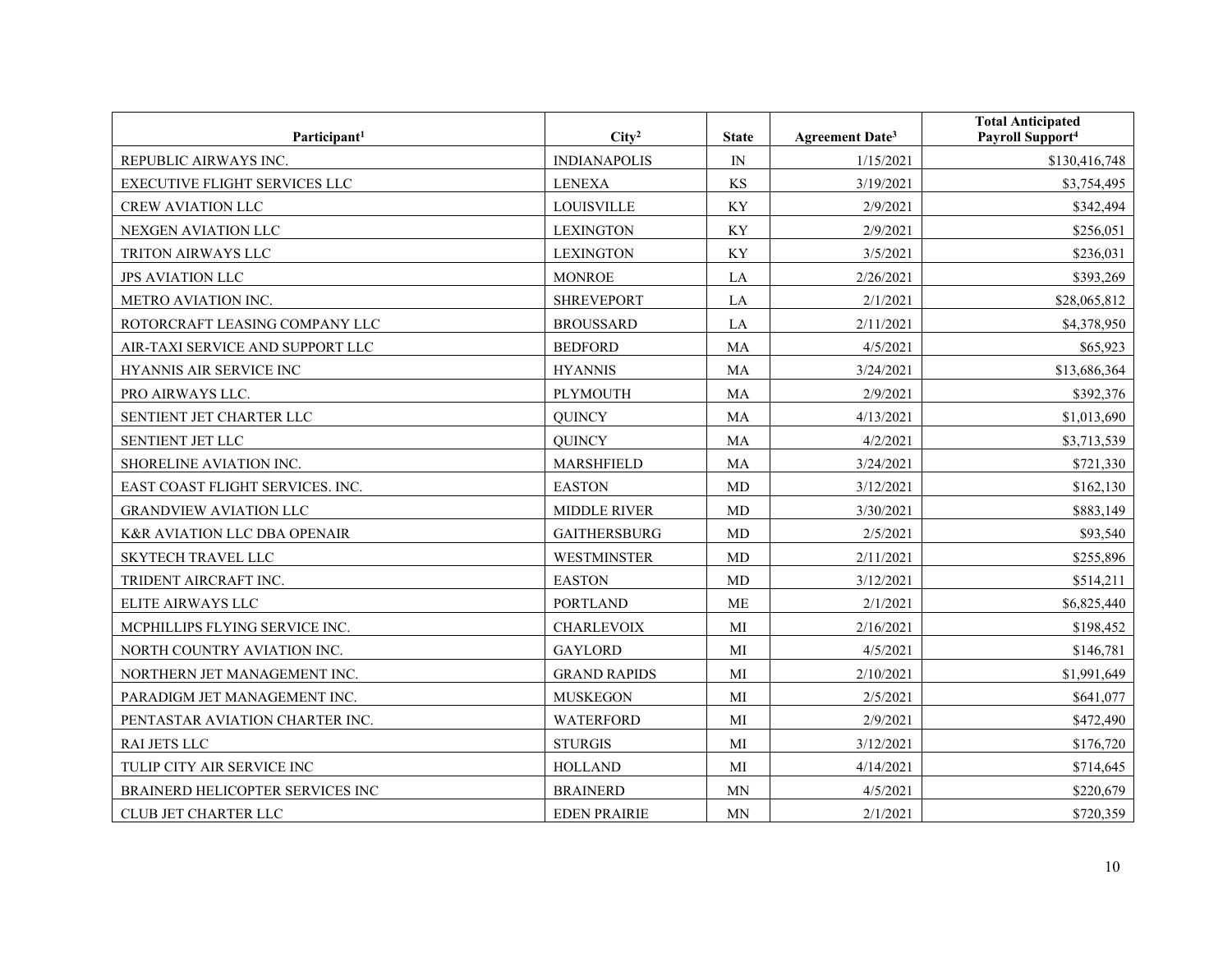| Participant[1] | City[2] | State | Agreement Date[3] | Total Anticipated Payroll Support[4] |
|---|---|---|---|---|
| REPUBLIC AIRWAYS INC. | INDIANAPOLIS | IN | 1/15/2021 | $130,416,748 |
| EXECUTIVE FLIGHT SERVICES LLC | LENEXA | KS | 3/19/2021 | $3,754,495 |
| CREW AVIATION LLC | LOUISVILLE | KY | 2/9/2021 | $342,494 |
| NEXGEN AVIATION LLC | LEXINGTON | KY | 2/9/2021 | $256,051 |
| TRITON AIRWAYS LLC | LEXINGTON | KY | 3/5/2021 | $236,031 |
| JPS AVIATION LLC | MONROE | LA | 2/26/2021 | $393,269 |
| METRO AVIATION INC. | SHREVEPORT | LA | 2/1/2021 | $28,065,812 |
| ROTORCRAFT LEASING COMPANY LLC | BROUSSARD | LA | 2/11/2021 | $4,378,950 |
| AIR-TAXI SERVICE AND SUPPORT LLC | BEDFORD | MA | 4/5/2021 | $65,923 |
| HYANNIS AIR SERVICE INC | HYANNIS | MA | 3/24/2021 | $13,686,364 |
| PRO AIRWAYS LLC. | PLYMOUTH | MA | 2/9/2021 | $392,376 |
| SENTIENT JET CHARTER LLC | QUINCY | MA | 4/13/2021 | $1,013,690 |
| SENTIENT JET LLC | QUINCY | MA | 4/2/2021 | $3,713,539 |
| SHORELINE AVIATION INC. | MARSHFIELD | MA | 3/24/2021 | $721,330 |
| EAST COAST FLIGHT SERVICES. INC. | EASTON | MD | 3/12/2021 | $162,130 |
| GRANDVIEW AVIATION LLC | MIDDLE RIVER | MD | 3/30/2021 | $883,149 |
| K&R AVIATION LLC DBA OPENAIR | GAITHERSBURG | MD | 2/5/2021 | $93,540 |
| SKYTECH TRAVEL LLC | WESTMINSTER | MD | 2/11/2021 | $255,896 |
| TRIDENT AIRCRAFT INC. | EASTON | MD | 3/12/2021 | $514,211 |
| ELITE AIRWAYS LLC | PORTLAND | ME | 2/1/2021 | $6,825,440 |
| MCPHILLIPS FLYING SERVICE INC. | CHARLEVOIX | MI | 2/16/2021 | $198,452 |
| NORTH COUNTRY AVIATION INC. | GAYLORD | MI | 4/5/2021 | $146,781 |
| NORTHERN JET MANAGEMENT INC. | GRAND RAPIDS | MI | 2/10/2021 | $1,991,649 |
| PARADIGM JET MANAGEMENT INC. | MUSKEGON | MI | 2/5/2021 | $641,077 |
| PENTASTAR AVIATION CHARTER INC. | WATERFORD | MI | 2/9/2021 | $472,490 |
| RAI JETS LLC | STURGIS | MI | 3/12/2021 | $176,720 |
| TULIP CITY AIR SERVICE INC | HOLLAND | MI | 4/14/2021 | $714,645 |
| BRAINERD HELICOPTER SERVICES INC | BRAINERD | MN | 4/5/2021 | $220,679 |
| CLUB JET CHARTER LLC | EDEN PRAIRIE | MN | 2/1/2021 | $720,359 |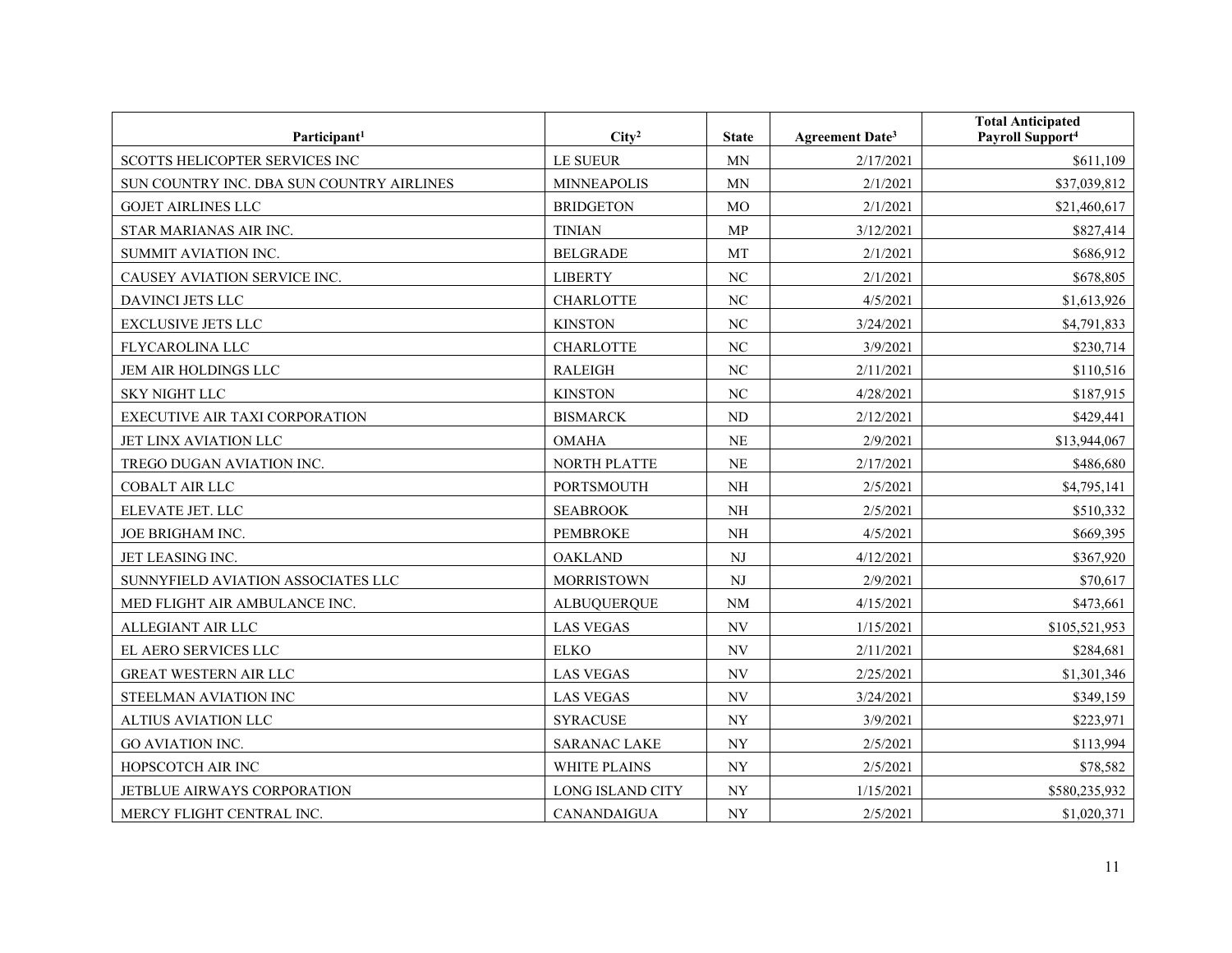| Participant[1] | City[2] | State | Agreement Date[3] | Total Anticipated Payroll Support[4] |
|---|---|---|---|---|
| SCOTTS HELICOPTER SERVICES INC | LE SUEUR | MN | 2/17/2021 | $611,109 |
| SUN COUNTRY INC. DBA SUN COUNTRY AIRLINES | MINNEAPOLIS | MN | 2/1/2021 | $37,039,812 |
| GOJET AIRLINES LLC | BRIDGETON | MO | 2/1/2021 | $21,460,617 |
| STAR MARIANAS AIR INC. | TINIAN | MP | 3/12/2021 | $827,414 |
| SUMMIT AVIATION INC. | BELGRADE | MT | 2/1/2021 | $686,912 |
| CAUSEY AVIATION SERVICE INC. | LIBERTY | NC | 2/1/2021 | $678,805 |
| DAVINCI JETS LLC | CHARLOTTE | NC | 4/5/2021 | $1,613,926 |
| EXCLUSIVE JETS LLC | KINSTON | NC | 3/24/2021 | $4,791,833 |
| FLYCAROLINA LLC | CHARLOTTE | NC | 3/9/2021 | $230,714 |
| JEM AIR HOLDINGS LLC | RALEIGH | NC | 2/11/2021 | $110,516 |
| SKY NIGHT LLC | KINSTON | NC | 4/28/2021 | $187,915 |
| EXECUTIVE AIR TAXI CORPORATION | BISMARCK | ND | 2/12/2021 | $429,441 |
| JET LINX AVIATION LLC | OMAHA | NE | 2/9/2021 | $13,944,067 |
| TREGO DUGAN AVIATION INC. | NORTH PLATTE | NE | 2/17/2021 | $486,680 |
| COBALT AIR LLC | PORTSMOUTH | NH | 2/5/2021 | $4,795,141 |
| ELEVATE JET. LLC | SEABROOK | NH | 2/5/2021 | $510,332 |
| JOE BRIGHAM INC. | PEMBROKE | NH | 4/5/2021 | $669,395 |
| JET LEASING INC. | OAKLAND | NJ | 4/12/2021 | $367,920 |
| SUNNYFIELD AVIATION ASSOCIATES LLC | MORRISTOWN | NJ | 2/9/2021 | $70,617 |
| MED FLIGHT AIR AMBULANCE INC. | ALBUQUERQUE | NM | 4/15/2021 | $473,661 |
| ALLEGIANT AIR LLC | LAS VEGAS | NV | 1/15/2021 | $105,521,953 |
| EL AERO SERVICES LLC | ELKO | NV | 2/11/2021 | $284,681 |
| GREAT WESTERN AIR LLC | LAS VEGAS | NV | 2/25/2021 | $1,301,346 |
| STEELMAN AVIATION INC | LAS VEGAS | NV | 3/24/2021 | $349,159 |
| ALTIUS AVIATION LLC | SYRACUSE | NY | 3/9/2021 | $223,971 |
| GO AVIATION INC. | SARANAC LAKE | NY | 2/5/2021 | $113,994 |
| HOPSCOTCH AIR INC | WHITE PLAINS | NY | 2/5/2021 | $78,582 |
| JETBLUE AIRWAYS CORPORATION | LONG ISLAND CITY | NY | 1/15/2021 | $580,235,932 |
| MERCY FLIGHT CENTRAL INC. | CANANDAIGUA | NY | 2/5/2021 | $1,020,371 |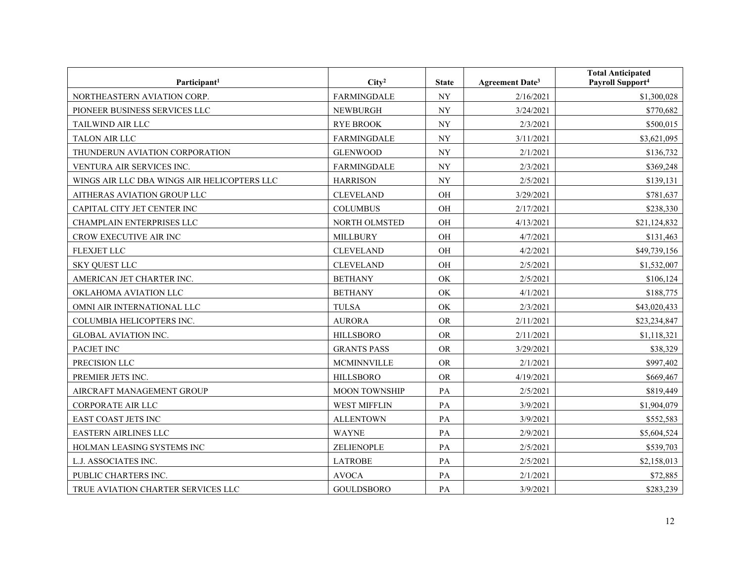| Participant[1] | City[2] | State | Agreement Date[3] | Total Anticipated Payroll Support[4] |
|---|---|---|---|---|
| NORTHEASTERN AVIATION CORP. | FARMINGDALE | NY | 2/16/2021 | $1,300,028 |
| PIONEER BUSINESS SERVICES LLC | NEWBURGH | NY | 3/24/2021 | $770,682 |
| TAILWIND AIR LLC | RYE BROOK | NY | 2/3/2021 | $500,015 |
| TALON AIR LLC | FARMINGDALE | NY | 3/11/2021 | $3,621,095 |
| THUNDERUN AVIATION CORPORATION | GLENWOOD | NY | 2/1/2021 | $136,732 |
| VENTURA AIR SERVICES INC. | FARMINGDALE | NY | 2/3/2021 | $369,248 |
| WINGS AIR LLC DBA WINGS AIR HELICOPTERS LLC | HARRISON | NY | 2/5/2021 | $139,131 |
| AITHERAS AVIATION GROUP LLC | CLEVELAND | OH | 3/29/2021 | $781,637 |
| CAPITAL CITY JET CENTER INC | COLUMBUS | OH | 2/17/2021 | $238,330 |
| CHAMPLAIN ENTERPRISES LLC | NORTH OLMSTED | OH | 4/13/2021 | $21,124,832 |
| CROW EXECUTIVE AIR INC | MILLBURY | OH | 4/7/2021 | $131,463 |
| FLEXJET LLC | CLEVELAND | OH | 4/2/2021 | $49,739,156 |
| SKY QUEST LLC | CLEVELAND | OH | 2/5/2021 | $1,532,007 |
| AMERICAN JET CHARTER INC. | BETHANY | OK | 2/5/2021 | $106,124 |
| OKLAHOMA AVIATION LLC | BETHANY | OK | 4/1/2021 | $188,775 |
| OMNI AIR INTERNATIONAL LLC | TULSA | OK | 2/3/2021 | $43,020,433 |
| COLUMBIA HELICOPTERS INC. | AURORA | OR | 2/11/2021 | $23,234,847 |
| GLOBAL AVIATION INC. | HILLSBORO | OR | 2/11/2021 | $1,118,321 |
| PACJET INC | GRANTS PASS | OR | 3/29/2021 | $38,329 |
| PRECISION LLC | MCMINNVILLE | OR | 2/1/2021 | $997,402 |
| PREMIER JETS INC. | HILLSBORO | OR | 4/19/2021 | $669,467 |
| AIRCRAFT MANAGEMENT GROUP | MOON TOWNSHIP | PA | 2/5/2021 | $819,449 |
| CORPORATE AIR LLC | WEST MIFFLIN | PA | 3/9/2021 | $1,904,079 |
| EAST COAST JETS INC | ALLENTOWN | PA | 3/9/2021 | $552,583 |
| EASTERN AIRLINES LLC | WAYNE | PA | 2/9/2021 | $5,604,524 |
| HOLMAN LEASING SYSTEMS INC | ZELIENOPLE | PA | 2/5/2021 | $539,703 |
| L.J. ASSOCIATES INC. | LATROBE | PA | 2/5/2021 | $2,158,013 |
| PUBLIC CHARTERS INC. | AVOCA | PA | 2/1/2021 | $72,885 |
| TRUE AVIATION CHARTER SERVICES LLC | GOULDSBORO | PA | 3/9/2021 | $283,239 |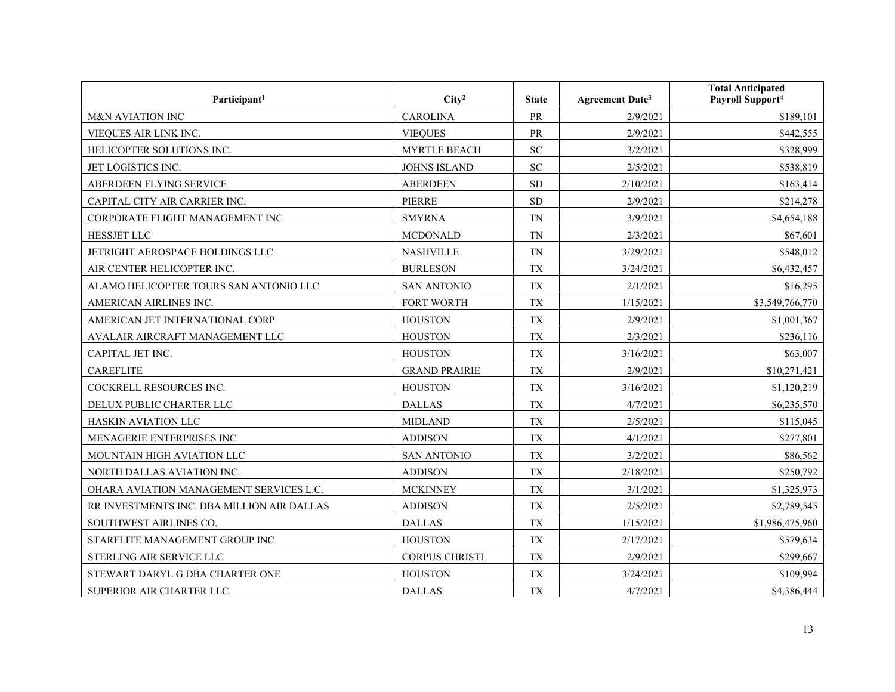| Participant[1] | City[2] | State | Agreement Date[3] | Total Anticipated Payroll Support[4] |
|---|---|---|---|---|
| M&N AVIATION INC | CAROLINA | PR | 2/9/2021 | $189,101 |
| VIEQUES AIR LINK INC. | VIEQUES | PR | 2/9/2021 | $442,555 |
| HELICOPTER SOLUTIONS INC. | MYRTLE BEACH | SC | 3/2/2021 | $328,999 |
| JET LOGISTICS INC. | JOHNS ISLAND | SC | 2/5/2021 | $538,819 |
| ABERDEEN FLYING SERVICE | ABERDEEN | SD | 2/10/2021 | $163,414 |
| CAPITAL CITY AIR CARRIER INC. | PIERRE | SD | 2/9/2021 | $214,278 |
| CORPORATE FLIGHT MANAGEMENT INC | SMYRNA | TN | 3/9/2021 | $4,654,188 |
| HESSJET LLC | MCDONALD | TN | 2/3/2021 | $67,601 |
| JETRIGHT AEROSPACE HOLDINGS LLC | NASHVILLE | TN | 3/29/2021 | $548,012 |
| AIR CENTER HELICOPTER INC. | BURLESON | TX | 3/24/2021 | $6,432,457 |
| ALAMO HELICOPTER TOURS SAN ANTONIO LLC | SAN ANTONIO | TX | 2/1/2021 | $16,295 |
| AMERICAN AIRLINES INC. | FORT WORTH | TX | 1/15/2021 | $3,549,766,770 |
| AMERICAN JET INTERNATIONAL CORP | HOUSTON | TX | 2/9/2021 | $1,001,367 |
| AVALAIR AIRCRAFT MANAGEMENT LLC | HOUSTON | TX | 2/3/2021 | $236,116 |
| CAPITAL JET INC. | HOUSTON | TX | 3/16/2021 | $63,007 |
| CAREFLITE | GRAND PRAIRIE | TX | 2/9/2021 | $10,271,421 |
| COCKRELL RESOURCES INC. | HOUSTON | TX | 3/16/2021 | $1,120,219 |
| DELUX PUBLIC CHARTER LLC | DALLAS | TX | 4/7/2021 | $6,235,570 |
| HASKIN AVIATION LLC | MIDLAND | TX | 2/5/2021 | $115,045 |
| MENAGERIE ENTERPRISES INC | ADDISON | TX | 4/1/2021 | $277,801 |
| MOUNTAIN HIGH AVIATION LLC | SAN ANTONIO | TX | 3/2/2021 | $86,562 |
| NORTH DALLAS AVIATION INC. | ADDISON | TX | 2/18/2021 | $250,792 |
| OHARA AVIATION MANAGEMENT SERVICES L.C. | MCKINNEY | TX | 3/1/2021 | $1,325,973 |
| RR INVESTMENTS INC. DBA MILLION AIR DALLAS | ADDISON | TX | 2/5/2021 | $2,789,545 |
| SOUTHWEST AIRLINES CO. | DALLAS | TX | 1/15/2021 | $1,986,475,960 |
| STARFLITE MANAGEMENT GROUP INC | HOUSTON | TX | 2/17/2021 | $579,634 |
| STERLING AIR SERVICE LLC | CORPUS CHRISTI | TX | 2/9/2021 | $299,667 |
| STEWART DARYL G DBA CHARTER ONE | HOUSTON | TX | 3/24/2021 | $109,994 |
| SUPERIOR AIR CHARTER LLC. | DALLAS | TX | 4/7/2021 | $4,386,444 |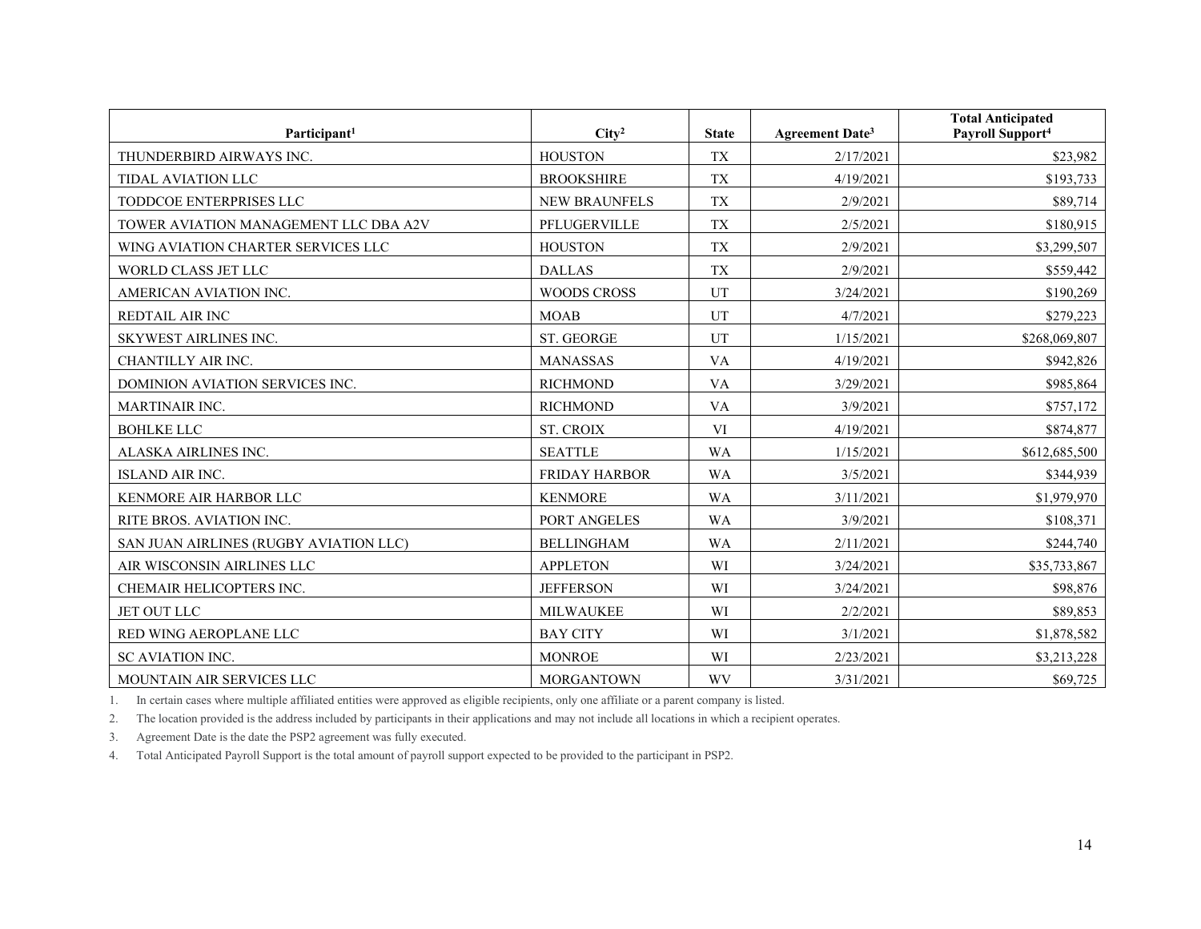| Participant[1] | City[2] | State | Agreement Date[3] | Total Anticipated Payroll Support[4] |
|---|---|---|---|---|
| THUNDERBIRD AIRWAYS INC. | HOUSTON | TX | 2/17/2021 | $23,982 |
| TIDAL AVIATION LLC | BROOKSHIRE | TX | 4/19/2021 | $193,733 |
| TODDCOE ENTERPRISES LLC | NEW BRAUNFELS | TX | 2/9/2021 | $89,714 |
| TOWER AVIATION MANAGEMENT LLC DBA A2V | PFLUGERVILLE | TX | 2/5/2021 | $180,915 |
| WING AVIATION CHARTER SERVICES LLC | HOUSTON | TX | 2/9/2021 | $3,299,507 |
| WORLD CLASS JET LLC | DALLAS | TX | 2/9/2021 | $559,442 |
| AMERICAN AVIATION INC. | WOODS CROSS | UT | 3/24/2021 | $190,269 |
| REDTAIL AIR INC | MOAB | UT | 4/7/2021 | $279,223 |
| SKYWEST AIRLINES INC. | ST. GEORGE | UT | 1/15/2021 | $268,069,807 |
| CHANTILLY AIR INC. | MANASSAS | VA | 4/19/2021 | $942,826 |
| DOMINION AVIATION SERVICES INC. | RICHMOND | VA | 3/29/2021 | $985,864 |
| MARTINAIR INC. | RICHMOND | VA | 3/9/2021 | $757,172 |
| BOHLKE LLC | ST. CROIX | VI | 4/19/2021 | $874,877 |
| ALASKA AIRLINES INC. | SEATTLE | WA | 1/15/2021 | $612,685,500 |
| ISLAND AIR INC. | FRIDAY HARBOR | WA | 3/5/2021 | $344,939 |
| KENMORE AIR HARBOR LLC | KENMORE | WA | 3/11/2021 | $1,979,970 |
| RITE BROS. AVIATION INC. | PORT ANGELES | WA | 3/9/2021 | $108,371 |
| SAN JUAN AIRLINES (RUGBY AVIATION LLC) | BELLINGHAM | WA | 2/11/2021 | $244,740 |
| AIR WISCONSIN AIRLINES LLC | APPLETON | WI | 3/24/2021 | $35,733,867 |
| CHEMAIR HELICOPTERS INC. | JEFFERSON | WI | 3/24/2021 | $98,876 |
| JET OUT LLC | MILWAUKEE | WI | 2/2/2021 | $89,853 |
| RED WING AEROPLANE LLC | BAY CITY | WI | 3/1/2021 | $1,878,582 |
| SC AVIATION INC. | MONROE | WI | 2/23/2021 | $3,213,228 |
| MOUNTAIN AIR SERVICES LLC | MORGANTOWN | WV | 3/31/2021 | $69,725 |

1. In certain cases where multiple affiliated entities were approved as eligible recipients, only one affiliate or a parent company is listed.
2. The location provided is the address included by participants in their applications and may not include all locations in which a recipient operates.
3. Agreement Date is the date the PSP2 agreement was fully executed.
4. Total Anticipated Payroll Support is the total amount of payroll support expected to be provided to the participant in PSP2.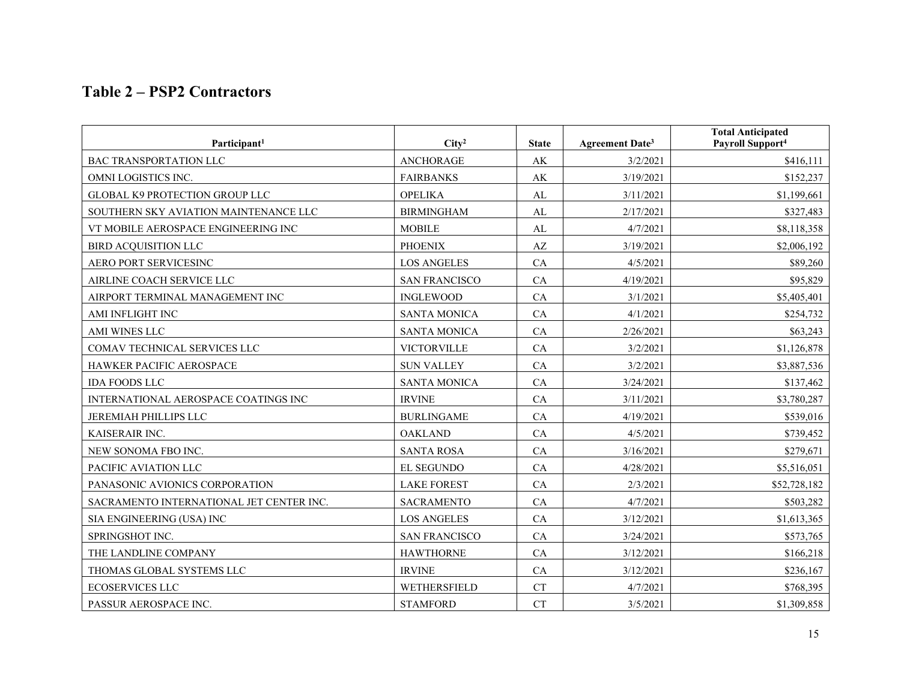## Table 2 – PSP2 Contractors

| Participant[1] | City[2] | State | Agreement Date[3] | Total Anticipated Payroll Support[4] |
|---|---|---|---|---|
| BAC TRANSPORTATION LLC | ANCHORAGE | AK | 3/2/2021 | $416,111 |
| OMNI LOGISTICS INC. | FAIRBANKS | AK | 3/19/2021 | $152,237 |
| GLOBAL K9 PROTECTION GROUP LLC | OPELIKA | AL | 3/11/2021 | $1,199,661 |
| SOUTHERN SKY AVIATION MAINTENANCE LLC | BIRMINGHAM | AL | 2/17/2021 | $327,483 |
| VT MOBILE AEROSPACE ENGINEERING INC | MOBILE | AL | 4/7/2021 | $8,118,358 |
| BIRD ACQUISITION LLC | PHOENIX | AZ | 3/19/2021 | $2,006,192 |
| AERO PORT SERVICESINC | LOS ANGELES | CA | 4/5/2021 | $89,260 |
| AIRLINE COACH SERVICE LLC | SAN FRANCISCO | CA | 4/19/2021 | $95,829 |
| AIRPORT TERMINAL MANAGEMENT INC | INGLEWOOD | CA | 3/1/2021 | $5,405,401 |
| AMI INFLIGHT INC | SANTA MONICA | CA | 4/1/2021 | $254,732 |
| AMI WINES LLC | SANTA MONICA | CA | 2/26/2021 | $63,243 |
| COMAV TECHNICAL SERVICES LLC | VICTORVILLE | CA | 3/2/2021 | $1,126,878 |
| HAWKER PACIFIC AEROSPACE | SUN VALLEY | CA | 3/2/2021 | $3,887,536 |
| IDA FOODS LLC | SANTA MONICA | CA | 3/24/2021 | $137,462 |
| INTERNATIONAL AEROSPACE COATINGS INC | IRVINE | CA | 3/11/2021 | $3,780,287 |
| JEREMIAH PHILLIPS LLC | BURLINGAME | CA | 4/19/2021 | $539,016 |
| KAISERAIR INC. | OAKLAND | CA | 4/5/2021 | $739,452 |
| NEW SONOMA FBO INC. | SANTA ROSA | CA | 3/16/2021 | $279,671 |
| PACIFIC AVIATION LLC | EL SEGUNDO | CA | 4/28/2021 | $5,516,051 |
| PANASONIC AVIONICS CORPORATION | LAKE FOREST | CA | 2/3/2021 | $52,728,182 |
| SACRAMENTO INTERNATIONAL JET CENTER INC. | SACRAMENTO | CA | 4/7/2021 | $503,282 |
| SIA ENGINEERING (USA) INC | LOS ANGELES | CA | 3/12/2021 | $1,613,365 |
| SPRINGSHOT INC. | SAN FRANCISCO | CA | 3/24/2021 | $573,765 |
| THE LANDLINE COMPANY | HAWTHORNE | CA | 3/12/2021 | $166,218 |
| THOMAS GLOBAL SYSTEMS LLC | IRVINE | CA | 3/12/2021 | $236,167 |
| ECOSERVICES LLC | WETHERSFIELD | CT | 4/7/2021 | $768,395 |
| PASSUR AEROSPACE INC. | STAMFORD | CT | 3/5/2021 | $1,309,858 |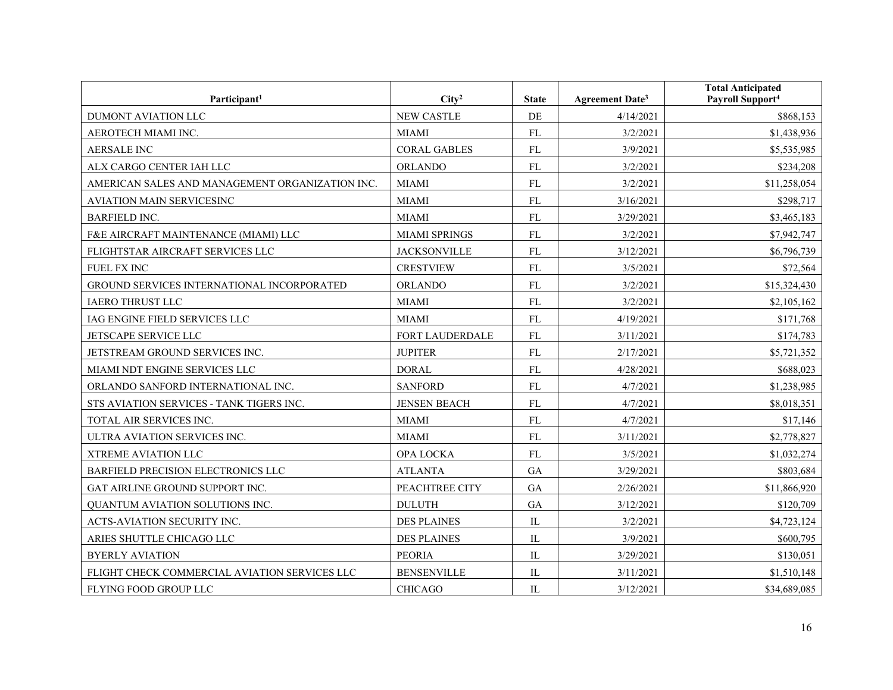| Participant[1] | City[2] | State | Agreement Date[3] | Total Anticipated Payroll Support[4] |
|---|---|---|---|---|
| DUMONT AVIATION LLC | NEW CASTLE | DE | 4/14/2021 | $868,153 |
| AEROTECH MIAMI INC. | MIAMI | FL | 3/2/2021 | $1,438,936 |
| AERSALE INC | CORAL GABLES | FL | 3/9/2021 | $5,535,985 |
| ALX CARGO CENTER IAH LLC | ORLANDO | FL | 3/2/2021 | $234,208 |
| AMERICAN SALES AND MANAGEMENT ORGANIZATION INC. | MIAMI | FL | 3/2/2021 | $11,258,054 |
| AVIATION MAIN SERVICESINC | MIAMI | FL | 3/16/2021 | $298,717 |
| BARFIELD INC. | MIAMI | FL | 3/29/2021 | $3,465,183 |
| F&E AIRCRAFT MAINTENANCE (MIAMI) LLC | MIAMI SPRINGS | FL | 3/2/2021 | $7,942,747 |
| FLIGHTSTAR AIRCRAFT SERVICES LLC | JACKSONVILLE | FL | 3/12/2021 | $6,796,739 |
| FUEL FX INC | CRESTVIEW | FL | 3/5/2021 | $72,564 |
| GROUND SERVICES INTERNATIONAL INCORPORATED | ORLANDO | FL | 3/2/2021 | $15,324,430 |
| IAERO THRUST LLC | MIAMI | FL | 3/2/2021 | $2,105,162 |
| IAG ENGINE FIELD SERVICES LLC | MIAMI | FL | 4/19/2021 | $171,768 |
| JETSCAPE SERVICE LLC | FORT LAUDERDALE | FL | 3/11/2021 | $174,783 |
| JETSTREAM GROUND SERVICES INC. | JUPITER | FL | 2/17/2021 | $5,721,352 |
| MIAMI NDT ENGINE SERVICES LLC | DORAL | FL | 4/28/2021 | $688,023 |
| ORLANDO SANFORD INTERNATIONAL INC. | SANFORD | FL | 4/7/2021 | $1,238,985 |
| STS AVIATION SERVICES - TANK TIGERS INC. | JENSEN BEACH | FL | 4/7/2021 | $8,018,351 |
| TOTAL AIR SERVICES INC. | MIAMI | FL | 4/7/2021 | $17,146 |
| ULTRA AVIATION SERVICES INC. | MIAMI | FL | 3/11/2021 | $2,778,827 |
| XTREME AVIATION LLC | OPA LOCKA | FL | 3/5/2021 | $1,032,274 |
| BARFIELD PRECISION ELECTRONICS LLC | ATLANTA | GA | 3/29/2021 | $803,684 |
| GAT AIRLINE GROUND SUPPORT INC. | PEACHTREE CITY | GA | 2/26/2021 | $11,866,920 |
| QUANTUM AVIATION SOLUTIONS INC. | DULUTH | GA | 3/12/2021 | $120,709 |
| ACTS-AVIATION SECURITY INC. | DES PLAINES | IL | 3/2/2021 | $4,723,124 |
| ARIES SHUTTLE CHICAGO LLC | DES PLAINES | IL | 3/9/2021 | $600,795 |
| BYERLY AVIATION | PEORIA | IL | 3/29/2021 | $130,051 |
| FLIGHT CHECK COMMERCIAL AVIATION SERVICES LLC | BENSENVILLE | IL | 3/11/2021 | $1,510,148 |
| FLYING FOOD GROUP LLC | CHICAGO | IL | 3/12/2021 | $34,689,085 |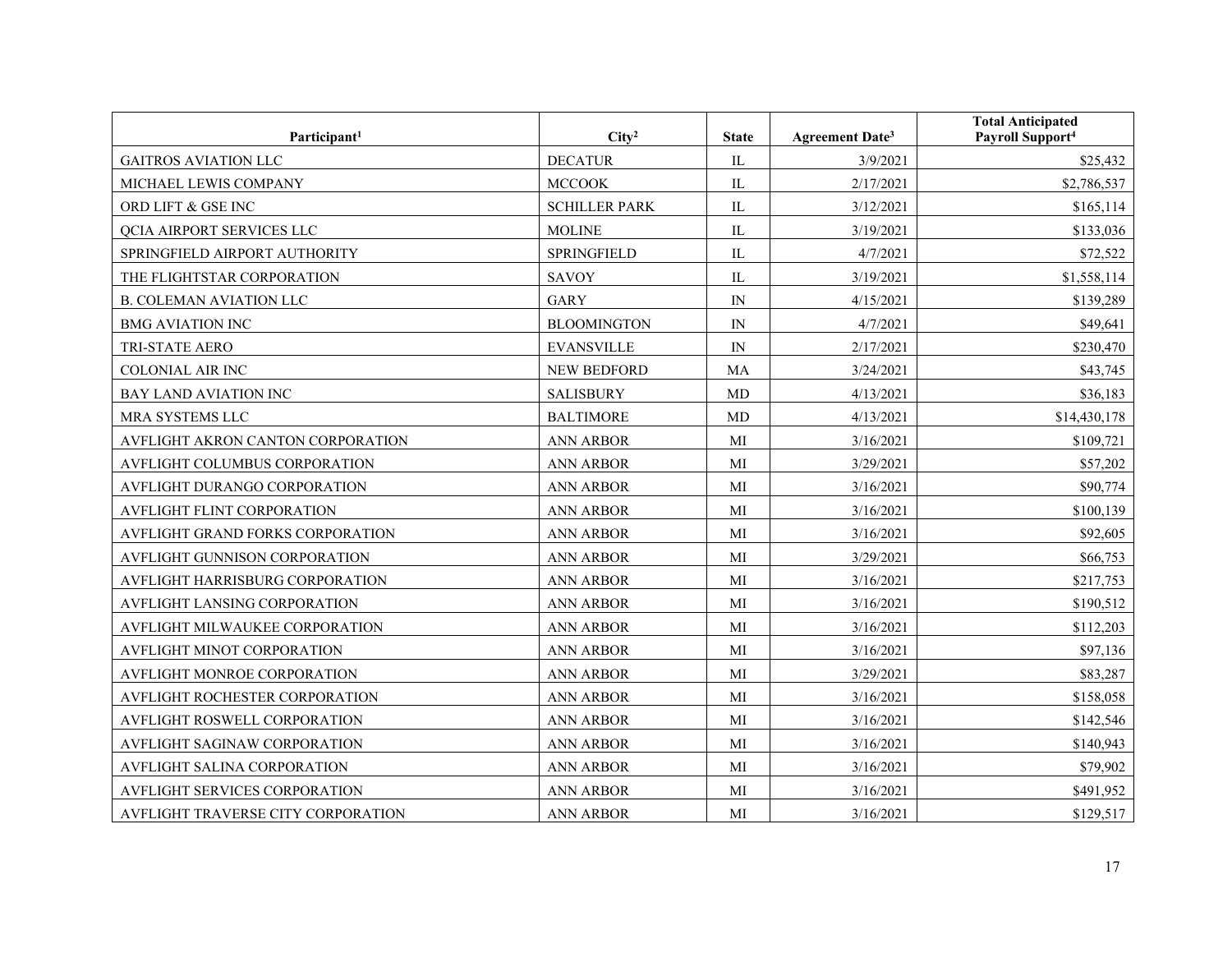| Participant[1] | City[2] | State | Agreement Date[3] | Total Anticipated Payroll Support[4] |
|---|---|---|---|---|
| GAITROS AVIATION LLC | DECATUR | IL | 3/9/2021 | $25,432 |
| MICHAEL LEWIS COMPANY | MCCOOK | IL | 2/17/2021 | $2,786,537 |
| ORD LIFT & GSE INC | SCHILLER PARK | IL | 3/12/2021 | $165,114 |
| QCIA AIRPORT SERVICES LLC | MOLINE | IL | 3/19/2021 | $133,036 |
| SPRINGFIELD AIRPORT AUTHORITY | SPRINGFIELD | IL | 4/7/2021 | $72,522 |
| THE FLIGHTSTAR CORPORATION | SAVOY | IL | 3/19/2021 | $1,558,114 |
| B. COLEMAN AVIATION LLC | GARY | IN | 4/15/2021 | $139,289 |
| BMG AVIATION INC | BLOOMINGTON | IN | 4/7/2021 | $49,641 |
| TRI-STATE AERO | EVANSVILLE | IN | 2/17/2021 | $230,470 |
| COLONIAL AIR INC | NEW BEDFORD | MA | 3/24/2021 | $43,745 |
| BAY LAND AVIATION INC | SALISBURY | MD | 4/13/2021 | $36,183 |
| MRA SYSTEMS LLC | BALTIMORE | MD | 4/13/2021 | $14,430,178 |
| AVFLIGHT AKRON CANTON CORPORATION | ANN ARBOR | MI | 3/16/2021 | $109,721 |
| AVFLIGHT COLUMBUS CORPORATION | ANN ARBOR | MI | 3/29/2021 | $57,202 |
| AVFLIGHT DURANGO CORPORATION | ANN ARBOR | MI | 3/16/2021 | $90,774 |
| AVFLIGHT FLINT CORPORATION | ANN ARBOR | MI | 3/16/2021 | $100,139 |
| AVFLIGHT GRAND FORKS CORPORATION | ANN ARBOR | MI | 3/16/2021 | $92,605 |
| AVFLIGHT GUNNISON CORPORATION | ANN ARBOR | MI | 3/29/2021 | $66,753 |
| AVFLIGHT HARRISBURG CORPORATION | ANN ARBOR | MI | 3/16/2021 | $217,753 |
| AVFLIGHT LANSING CORPORATION | ANN ARBOR | MI | 3/16/2021 | $190,512 |
| AVFLIGHT MILWAUKEE CORPORATION | ANN ARBOR | MI | 3/16/2021 | $112,203 |
| AVFLIGHT MINOT CORPORATION | ANN ARBOR | MI | 3/16/2021 | $97,136 |
| AVFLIGHT MONROE CORPORATION | ANN ARBOR | MI | 3/29/2021 | $83,287 |
| AVFLIGHT ROCHESTER CORPORATION | ANN ARBOR | MI | 3/16/2021 | $158,058 |
| AVFLIGHT ROSWELL CORPORATION | ANN ARBOR | MI | 3/16/2021 | $142,546 |
| AVFLIGHT SAGINAW CORPORATION | ANN ARBOR | MI | 3/16/2021 | $140,943 |
| AVFLIGHT SALINA CORPORATION | ANN ARBOR | MI | 3/16/2021 | $79,902 |
| AVFLIGHT SERVICES CORPORATION | ANN ARBOR | MI | 3/16/2021 | $491,952 |
| AVFLIGHT TRAVERSE CITY CORPORATION | ANN ARBOR | MI | 3/16/2021 | $129,517 |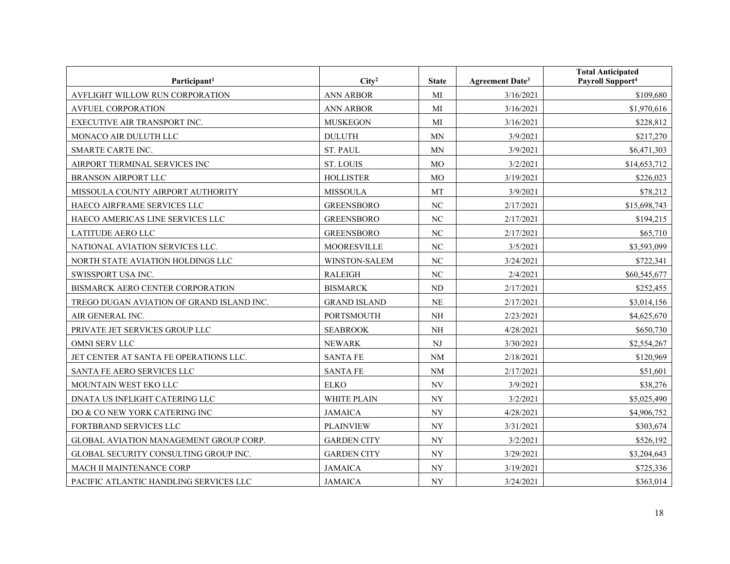| Participant[1] | City[2] | State | Agreement Date[3] | Total Anticipated Payroll Support[4] |
|---|---|---|---|---|
| AVFLIGHT WILLOW RUN CORPORATION | ANN ARBOR | MI | 3/16/2021 | $109,680 |
| AVFUEL CORPORATION | ANN ARBOR | MI | 3/16/2021 | $1,970,616 |
| EXECUTIVE AIR TRANSPORT INC. | MUSKEGON | MI | 3/16/2021 | $228,812 |
| MONACO AIR DULUTH LLC | DULUTH | MN | 3/9/2021 | $217,270 |
| SMARTE CARTE INC. | ST. PAUL | MN | 3/9/2021 | $6,471,303 |
| AIRPORT TERMINAL SERVICES INC | ST. LOUIS | MO | 3/2/2021 | $14,653,712 |
| BRANSON AIRPORT LLC | HOLLISTER | MO | 3/19/2021 | $226,023 |
| MISSOULA COUNTY AIRPORT AUTHORITY | MISSOULA | MT | 3/9/2021 | $78,212 |
| HAECO AIRFRAME SERVICES LLC | GREENSBORO | NC | 2/17/2021 | $15,698,743 |
| HAECO AMERICAS LINE SERVICES LLC | GREENSBORO | NC | 2/17/2021 | $194,215 |
| LATITUDE AERO LLC | GREENSBORO | NC | 2/17/2021 | $65,710 |
| NATIONAL AVIATION SERVICES LLC. | MOORESVILLE | NC | 3/5/2021 | $3,593,099 |
| NORTH STATE AVIATION HOLDINGS LLC | WINSTON-SALEM | NC | 3/24/2021 | $722,341 |
| SWISSPORT USA INC. | RALEIGH | NC | 2/4/2021 | $60,545,677 |
| BISMARCK AERO CENTER CORPORATION | BISMARCK | ND | 2/17/2021 | $252,455 |
| TREGO DUGAN AVIATION OF GRAND ISLAND INC. | GRAND ISLAND | NE | 2/17/2021 | $3,014,156 |
| AIR GENERAL INC. | PORTSMOUTH | NH | 2/23/2021 | $4,625,670 |
| PRIVATE JET SERVICES GROUP LLC | SEABROOK | NH | 4/28/2021 | $650,730 |
| OMNI SERV LLC | NEWARK | NJ | 3/30/2021 | $2,554,267 |
| JET CENTER AT SANTA FE OPERATIONS LLC. | SANTA FE | NM | 2/18/2021 | $120,969 |
| SANTA FE AERO SERVICES LLC | SANTA FE | NM | 2/17/2021 | $51,601 |
| MOUNTAIN WEST EKO LLC | ELKO | NV | 3/9/2021 | $38,276 |
| DNATA US INFLIGHT CATERING LLC | WHITE PLAIN | NY | 3/2/2021 | $5,025,490 |
| DO & CO NEW YORK CATERING INC | JAMAICA | NY | 4/28/2021 | $4,906,752 |
| FORTBRAND SERVICES LLC | PLAINVIEW | NY | 3/31/2021 | $303,674 |
| GLOBAL AVIATION MANAGEMENT GROUP CORP. | GARDEN CITY | NY | 3/2/2021 | $526,192 |
| GLOBAL SECURITY CONSULTING GROUP INC. | GARDEN CITY | NY | 3/29/2021 | $3,204,643 |
| MACH II MAINTENANCE CORP | JAMAICA | NY | 3/19/2021 | $725,336 |
| PACIFIC ATLANTIC HANDLING SERVICES LLC | JAMAICA | NY | 3/24/2021 | $363,014 |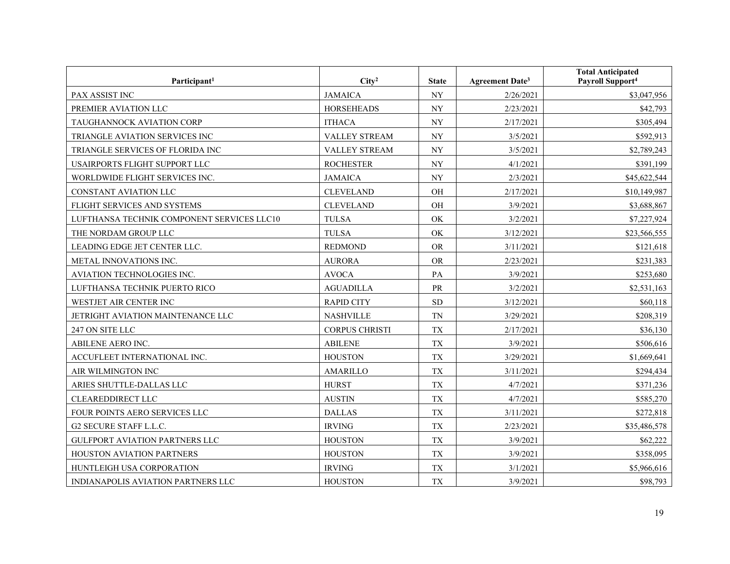| Participant[1] | City[2] | State | Agreement Date[3] | Total Anticipated Payroll Support[4] |
|---|---|---|---|---|
| PAX ASSIST INC | JAMAICA | NY | 2/26/2021 | $3,047,956 |
| PREMIER AVIATION LLC | HORSEHEADS | NY | 2/23/2021 | $42,793 |
| TAUGHANNOCK AVIATION CORP | ITHACA | NY | 2/17/2021 | $305,494 |
| TRIANGLE AVIATION SERVICES INC | VALLEY STREAM | NY | 3/5/2021 | $592,913 |
| TRIANGLE SERVICES OF FLORIDA INC | VALLEY STREAM | NY | 3/5/2021 | $2,789,243 |
| USAIRPORTS FLIGHT SUPPORT LLC | ROCHESTER | NY | 4/1/2021 | $391,199 |
| WORLDWIDE FLIGHT SERVICES INC. | JAMAICA | NY | 2/3/2021 | $45,622,544 |
| CONSTANT AVIATION LLC | CLEVELAND | OH | 2/17/2021 | $10,149,987 |
| FLIGHT SERVICES AND SYSTEMS | CLEVELAND | OH | 3/9/2021 | $3,688,867 |
| LUFTHANSA TECHNIK COMPONENT SERVICES LLC10 | TULSA | OK | 3/2/2021 | $7,227,924 |
| THE NORDAM GROUP LLC | TULSA | OK | 3/12/2021 | $23,566,555 |
| LEADING EDGE JET CENTER LLC. | REDMOND | OR | 3/11/2021 | $121,618 |
| METAL INNOVATIONS INC. | AURORA | OR | 2/23/2021 | $231,383 |
| AVIATION TECHNOLOGIES INC. | AVOCA | PA | 3/9/2021 | $253,680 |
| LUFTHANSA TECHNIK PUERTO RICO | AGUADILLA | PR | 3/2/2021 | $2,531,163 |
| WESTJET AIR CENTER INC | RAPID CITY | SD | 3/12/2021 | $60,118 |
| JETRIGHT AVIATION MAINTENANCE LLC | NASHVILLE | TN | 3/29/2021 | $208,319 |
| 247 ON SITE LLC | CORPUS CHRISTI | TX | 2/17/2021 | $36,130 |
| ABILENE AERO INC. | ABILENE | TX | 3/9/2021 | $506,616 |
| ACCUFLEET INTERNATIONAL INC. | HOUSTON | TX | 3/29/2021 | $1,669,641 |
| AIR WILMINGTON INC | AMARILLO | TX | 3/11/2021 | $294,434 |
| ARIES SHUTTLE-DALLAS LLC | HURST | TX | 4/7/2021 | $371,236 |
| CLEAREDDIRECT LLC | AUSTIN | TX | 4/7/2021 | $585,270 |
| FOUR POINTS AERO SERVICES LLC | DALLAS | TX | 3/11/2021 | $272,818 |
| G2 SECURE STAFF L.L.C. | IRVING | TX | 2/23/2021 | $35,486,578 |
| GULFPORT AVIATION PARTNERS LLC | HOUSTON | TX | 3/9/2021 | $62,222 |
| HOUSTON AVIATION PARTNERS | HOUSTON | TX | 3/9/2021 | $358,095 |
| HUNTLEIGH USA CORPORATION | IRVING | TX | 3/1/2021 | $5,966,616 |
| INDIANAPOLIS AVIATION PARTNERS LLC | HOUSTON | TX | 3/9/2021 | $98,793 |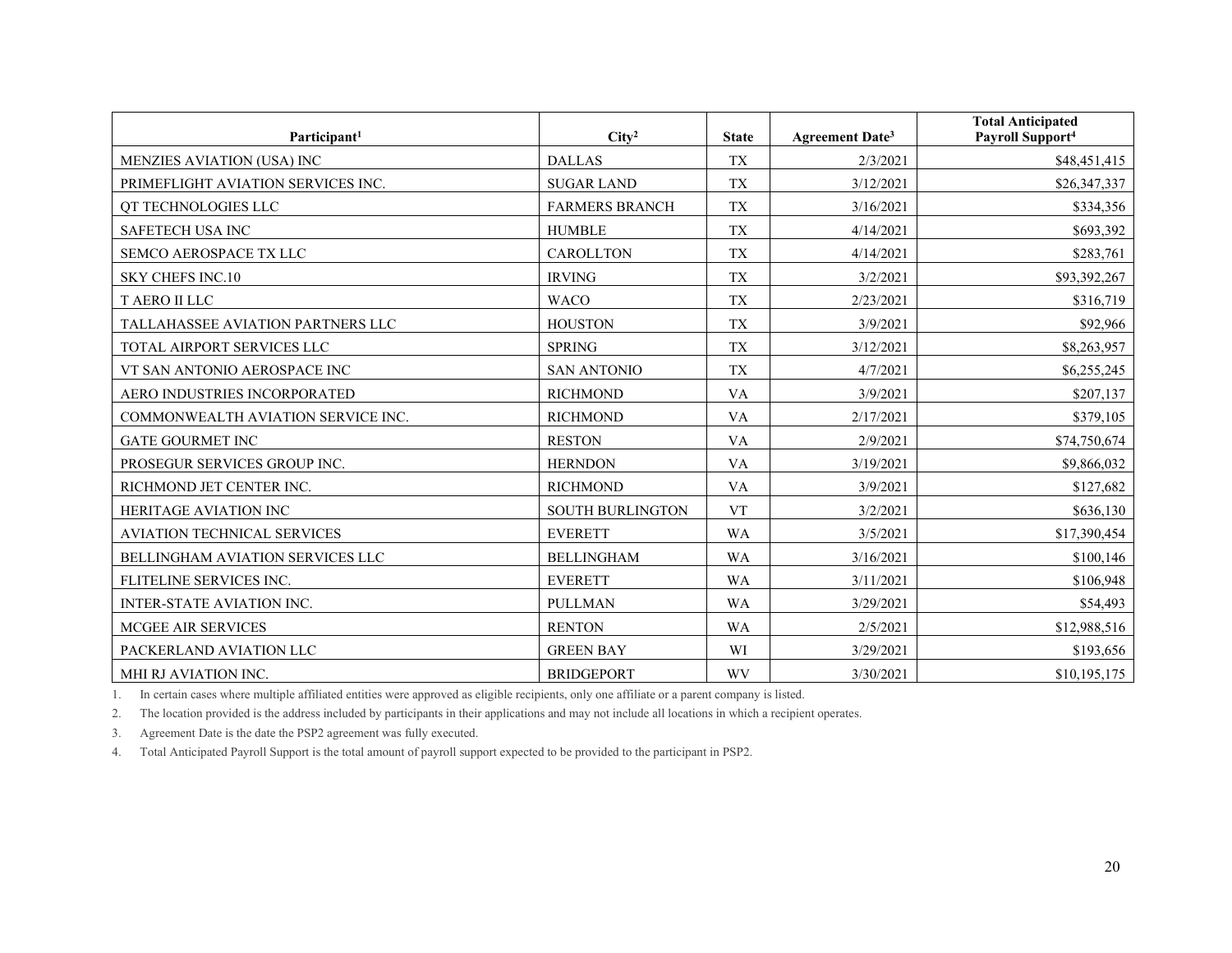| Participant[1] | City[2] | State | Agreement Date[3] | Total Anticipated Payroll Support[4] |
|---|---|---|---|---|
| MENZIES AVIATION (USA) INC | DALLAS | TX | 2/3/2021 | $48,451,415 |
| PRIMEFLIGHT AVIATION SERVICES INC. | SUGAR LAND | TX | 3/12/2021 | $26,347,337 |
| QT TECHNOLOGIES LLC | FARMERS BRANCH | TX | 3/16/2021 | $334,356 |
| SAFETECH USA INC | HUMBLE | TX | 4/14/2021 | $693,392 |
| SEMCO AEROSPACE TX LLC | CAROLLTON | TX | 4/14/2021 | $283,761 |
| SKY CHEFS INC.10 | IRVING | TX | 3/2/2021 | $93,392,267 |
| T AERO II LLC | WACO | TX | 2/23/2021 | $316,719 |
| TALLAHASSEE AVIATION PARTNERS LLC | HOUSTON | TX | 3/9/2021 | $92,966 |
| TOTAL AIRPORT SERVICES LLC | SPRING | TX | 3/12/2021 | $8,263,957 |
| VT SAN ANTONIO AEROSPACE INC | SAN ANTONIO | TX | 4/7/2021 | $6,255,245 |
| AERO INDUSTRIES INCORPORATED | RICHMOND | VA | 3/9/2021 | $207,137 |
| COMMONWEALTH AVIATION SERVICE INC. | RICHMOND | VA | 2/17/2021 | $379,105 |
| GATE GOURMET INC | RESTON | VA | 2/9/2021 | $74,750,674 |
| PROSEGUR SERVICES GROUP INC. | HERNDON | VA | 3/19/2021 | $9,866,032 |
| RICHMOND JET CENTER INC. | RICHMOND | VA | 3/9/2021 | $127,682 |
| HERITAGE AVIATION INC | SOUTH BURLINGTON | VT | 3/2/2021 | $636,130 |
| AVIATION TECHNICAL SERVICES | EVERETT | WA | 3/5/2021 | $17,390,454 |
| BELLINGHAM AVIATION SERVICES LLC | BELLINGHAM | WA | 3/16/2021 | $100,146 |
| FLITELINE SERVICES INC. | EVERETT | WA | 3/11/2021 | $106,948 |
| INTER-STATE AVIATION INC. | PULLMAN | WA | 3/29/2021 | $54,493 |
| MCGEE AIR SERVICES | RENTON | WA | 2/5/2021 | $12,988,516 |
| PACKERLAND AVIATION LLC | GREEN BAY | WI | 3/29/2021 | $193,656 |
| MHI RJ AVIATION INC. | BRIDGEPORT | WV | 3/30/2021 | $10,195,175 |

1. In certain cases where multiple affiliated entities were approved as eligible recipients, only one affiliate or a parent company is listed.
2. The location provided is the address included by participants in their applications and may not include all locations in which a recipient operates.
3. Agreement Date is the date the PSP2 agreement was fully executed.
4. Total Anticipated Payroll Support is the total amount of payroll support expected to be provided to the participant in PSP2.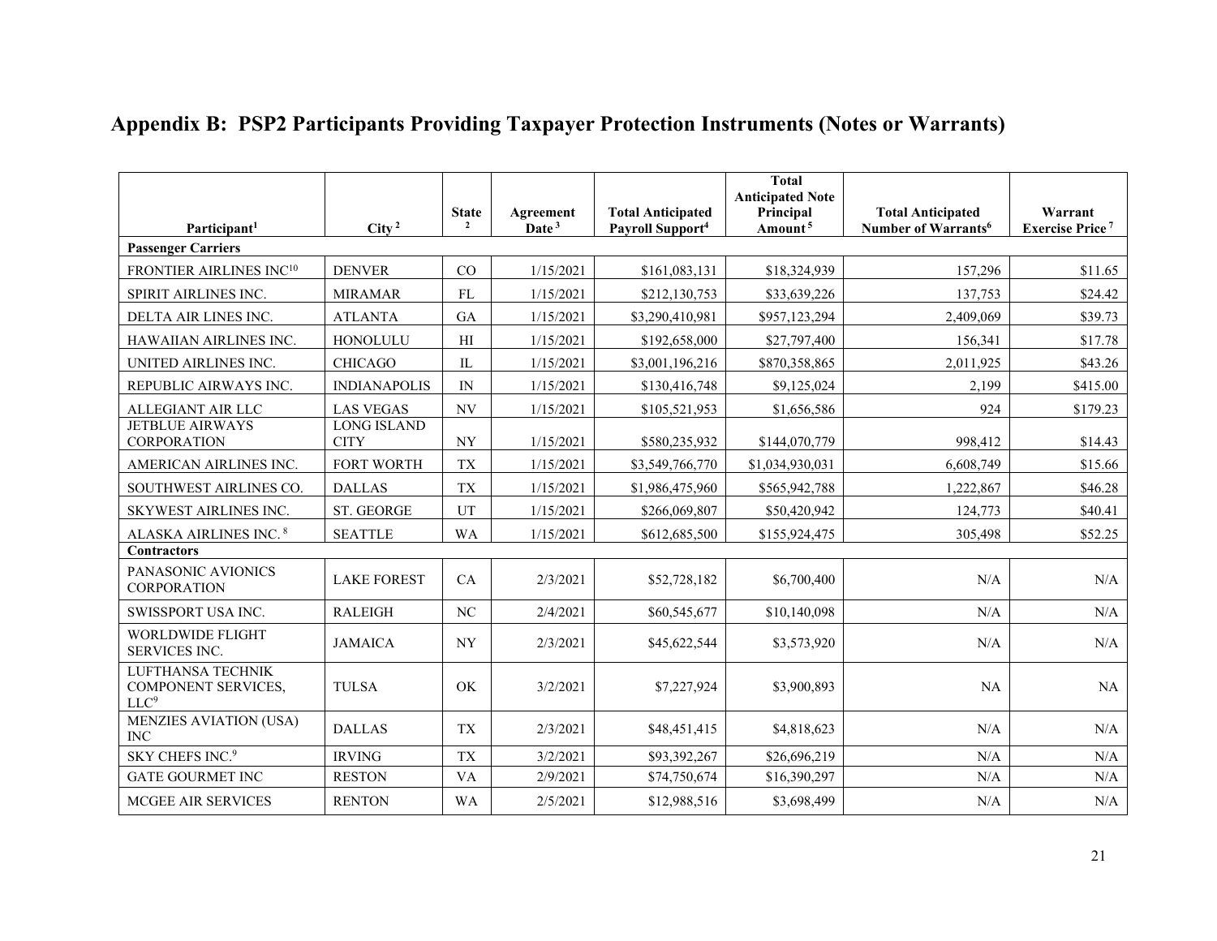## Appendix B: PSP2 Participants Providing Taxpayer Protection Instruments (Notes or Warrants)

| Participant[1] | City[2] | State[2] | Agreement Date[3] | Total Anticipated Payroll Support[4] | Total Anticipated Note Principal Amount[5] | Total Anticipated Number of Warrants[6] | Warrant Exercise Price[7] |
|---|---|---|---|---|---|---|---|
| **Passenger Carriers** | | | | | | | |
| FRONTIER AIRLINES INC[10] | DENVER | CO | 1/15/2021 | $161,083,131 | $18,324,939 | 157,296 | $11.65 |
| SPIRIT AIRLINES INC. | MIRAMAR | FL | 1/15/2021 | $212,130,753 | $33,639,226 | 137,753 | $24.42 |
| DELTA AIR LINES INC. | ATLANTA | GA | 1/15/2021 | $3,290,410,981 | $957,123,294 | 2,409,069 | $39.73 |
| HAWAIIAN AIRLINES INC. | HONOLULU | HI | 1/15/2021 | $192,658,000 | $27,797,400 | 156,341 | $17.78 |
| UNITED AIRLINES INC. | CHICAGO | IL | 1/15/2021 | $3,001,196,216 | $870,358,865 | 2,011,925 | $43.26 |
| REPUBLIC AIRWAYS INC. | INDIANAPOLIS | IN | 1/15/2021 | $130,416,748 | $9,125,024 | 2,199 | $415.00 |
| ALLEGIANT AIR LLC | LAS VEGAS | NV | 1/15/2021 | $105,521,953 | $1,656,586 | 924 | $179.23 |
| JETBLUE AIRWAYS CORPORATION | LONG ISLAND CITY | NY | 1/15/2021 | $580,235,932 | $144,070,779 | 998,412 | $14.43 |
| AMERICAN AIRLINES INC. | FORT WORTH | TX | 1/15/2021 | $3,549,766,770 | $1,034,930,031 | 6,608,749 | $15.66 |
| SOUTHWEST AIRLINES CO. | DALLAS | TX | 1/15/2021 | $1,986,475,960 | $565,942,788 | 1,222,867 | $46.28 |
| SKYWEST AIRLINES INC. | ST. GEORGE | UT | 1/15/2021 | $266,069,807 | $50,420,942 | 124,773 | $40.41 |
| ALASKA AIRLINES INC.[8] | SEATTLE | WA | 1/15/2021 | $612,685,500 | $155,924,475 | 305,498 | $52.25 |
| **Contractors** | | | | | | | |
| PANASONIC AVIONICS CORPORATION | LAKE FOREST | CA | 2/3/2021 | $52,728,182 | $6,700,400 | N/A | N/A |
| SWISSPORT USA INC. | RALEIGH | NC | 2/4/2021 | $60,545,677 | $10,140,098 | N/A | N/A |
| WORLDWIDE FLIGHT SERVICES INC. | JAMAICA | NY | 2/3/2021 | $45,622,544 | $3,573,920 | N/A | N/A |
| LUFTHANSA TECHNIK COMPONENT SERVICES, LLC[9] | TULSA | OK | 3/2/2021 | $7,227,924 | $3,900,893 | NA | NA |
| MENZIES AVIATION (USA) INC | DALLAS | TX | 2/3/2021 | $48,451,415 | $4,818,623 | N/A | N/A |
| SKY CHEFS INC.[9] | IRVING | TX | 3/2/2021 | $93,392,267 | $26,696,219 | N/A | N/A |
| GATE GOURMET INC | RESTON | VA | 2/9/2021 | $74,750,674 | $16,390,297 | N/A | N/A |
| MCGEE AIR SERVICES | RENTON | WA | 2/5/2021 | $12,988,516 | $3,698,499 | N/A | N/A |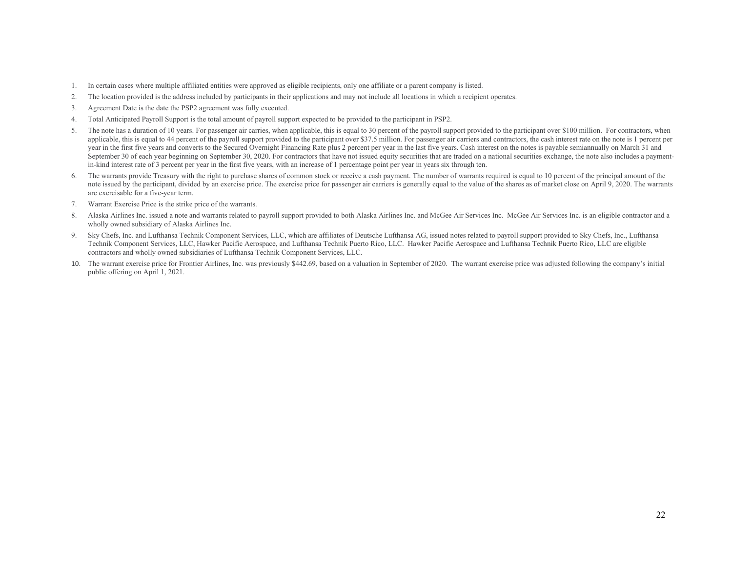1. In certain cases where multiple affiliated entities were approved as eligible recipients, only one affiliate or a parent company is listed.
2. The location provided is the address included by participants in their applications and may not include all locations in which a recipient operates.
3. Agreement Date is the date the PSP2 agreement was fully executed.
4. Total Anticipated Payroll Support is the total amount of payroll support expected to be provided to the participant in PSP2.
5. The note has a duration of 10 years. For passenger air carries, when applicable, this is equal to 30 percent of the payroll support provided to the participant over $100 million. For contractors, when applicable, this is equal to 44 percent of the payroll support provided to the participant over $37.5 million. For passenger air carriers and contractors, the cash interest rate on the note is 1 percent per year in the first five years and converts to the Secured Overnight Financing Rate plus 2 percent per year in the last five years. Cash interest on the notes is payable semiannually on March 31 and September 30 of each year beginning on September 30, 2020. For contractors that have not issued equity securities that are traded on a national securities exchange, the note also includes a payment-in-kind interest rate of 3 percent per year in the first five years, with an increase of 1 percentage point per year in years six through ten.
6. The warrants provide Treasury with the right to purchase shares of common stock or receive a cash payment. The number of warrants required is equal to 10 percent of the principal amount of the note issued by the participant, divided by an exercise price. The exercise price for passenger air carriers is generally equal to the value of the shares as of market close on April 9, 2020. The warrants are exercisable for a five-year term.
7. Warrant Exercise Price is the strike price of the warrants.
8. Alaska Airlines Inc. issued a note and warrants related to payroll support provided to both Alaska Airlines Inc. and McGee Air Services Inc. McGee Air Services Inc. is an eligible contractor and a wholly owned subsidiary of Alaska Airlines Inc.
9. Sky Chefs, Inc. and Lufthansa Technik Component Services, LLC, which are affiliates of Deutsche Lufthansa AG, issued notes related to payroll support provided to Sky Chefs, Inc., Lufthansa Technik Component Services, LLC, Hawker Pacific Aerospace, and Lufthansa Technik Puerto Rico, LLC. Hawker Pacific Aerospace and Lufthansa Technik Puerto Rico, LLC are eligible contractors and wholly owned subsidiaries of Lufthansa Technik Component Services, LLC.
10. The warrant exercise price for Frontier Airlines, Inc. was previously $442.69, based on a valuation in September of 2020. The warrant exercise price was adjusted following the company's initial public offering on April 1, 2021.